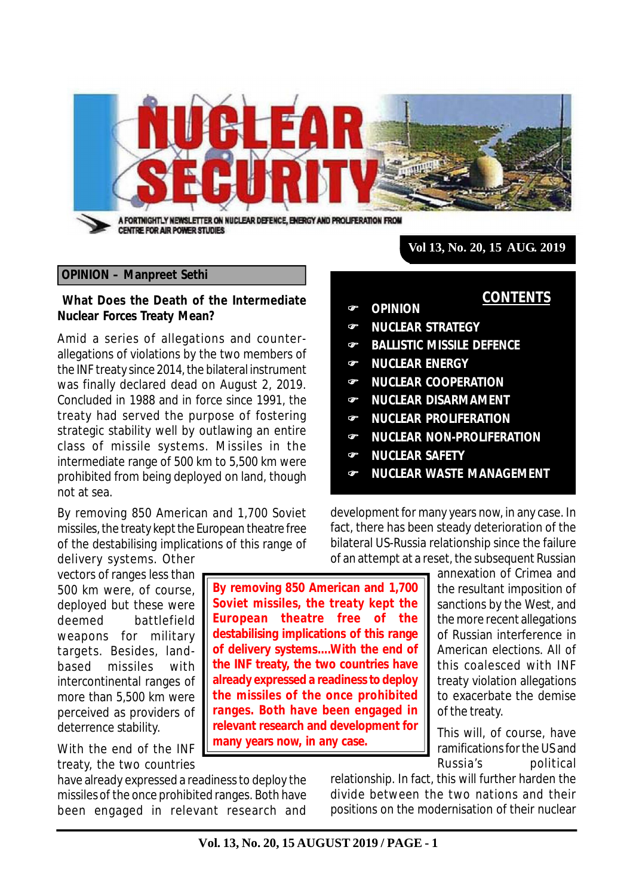# NUCLEAR SECURITY

A FORTNIGHTLY NEWSLETTER ON NUCLEAR DEFENCE, ENERGY AND PROLIFERATION FROM CENTRE FOR AIR POWER STUDIES

**Vol 13, No. 20, 15 AUG. 2019**

## CONTENTS

- OPINION
- NUCLEAR STRATEGY
- BALLISTIC MISSILE DEFENCE
- NUCLEAR ENERGY
- NUCLEAR COOPERATION
- NUCLEAR DISARMAMENT
- NUCLEAR PROLIFERATION
- NUCLEAR NON-PROLIFERATION
- NUCLEAR SAFETY
- NUCLEAR WASTE MANAGEMENT

## OPINION – Manpreet Sethi

### What Does the Death of the Intermediate Nuclear Forces Treaty Mean?

Amid a series of allegations and counter-allegations of violations by the two members of the INF treaty since 2014, the bilateral instrument was finally declared dead on August 2, 2019. Concluded in 1988 and in force since 1991, the treaty had served the purpose of fostering strategic stability well by outlawing an entire class of missile systems. Missiles in the intermediate range of 500 km to 5,500 km were prohibited from being deployed on land, though not at sea.

By removing 850 American and 1,700 Soviet missiles, the treaty kept the European theatre free of the destabilising implications of this range of delivery systems. Other vectors of ranges less than 500 km were, of course, deployed but these were deemed battlefield weapons for military targets. Besides, land-based missiles with intercontinental ranges of more than 5,500 km were perceived as providers of deterrence stability.

> **By removing 850 American and 1,700 Soviet missiles, the treaty kept the European theatre free of the destabilising implications of this range of delivery systems....With the end of the INF treaty, the two countries have already expressed a readiness to deploy the missiles of the once prohibited ranges. Both have been engaged in relevant research and development for many years now, in any case.**

With the end of the INF treaty, the two countries have already expressed a readiness to deploy the missiles of the once prohibited ranges. Both have been engaged in relevant research and development for many years now, in any case. In fact, there has been steady deterioration of the bilateral US-Russia relationship since the failure of an attempt at a reset, the subsequent Russian annexation of Crimea and the resultant imposition of sanctions by the West, and the more recent allegations of Russian interference in American elections. All of this coalesced with INF treaty violation allegations to exacerbate the demise of the treaty.

This will, of course, have ramifications for the US and Russia's political relationship. In fact, this will further harden the divide between the two nations and their positions on the modernisation of their nuclear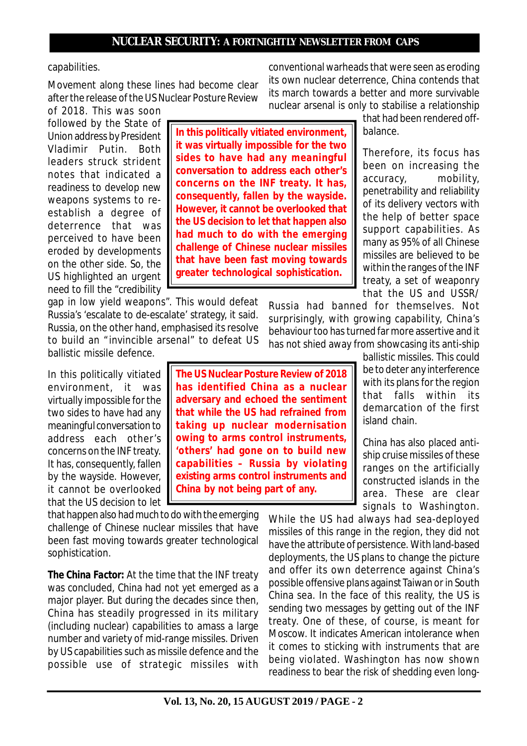capabilities.

Movement along these lines had become clear after the release of the US Nuclear Posture Review of 2018. This was soon followed by the State of Union address by President Vladimir Putin. Both leaders struck strident notes that indicated a readiness to develop new weapons systems to re-establish a degree of deterrence that was perceived to have been eroded by developments on the other side. So, the US highlighted an urgent need to fill the "credibility gap in low yield weapons". This would defeat Russia's 'escalate to de-escalate' strategy, it said. Russia, on the other hand, emphasised its resolve to build an "invincible arsenal" to defeat US ballistic missile defence.

> **In this politically vitiated environment, it was virtually impossible for the two sides to have had any meaningful conversation to address each other's concerns on the INF treaty. It has, consequently, fallen by the wayside. However, it cannot be overlooked that the US decision to let that happen also had much to do with the emerging challenge of Chinese nuclear missiles that have been fast moving towards greater technological sophistication.**

In this politically vitiated environment, it was virtually impossible for the two sides to have had any meaningful conversation to address each other's concerns on the INF treaty. It has, consequently, fallen by the wayside. However, it cannot be overlooked that the US decision to let that happen also had much to do with the emerging challenge of Chinese nuclear missiles that have been fast moving towards greater technological sophistication.

> **The US Nuclear Posture Review of 2018 has identified China as a nuclear adversary and echoed the sentiment that while the US had refrained from taking up nuclear modernisation owing to arms control instruments, 'others' had gone on to build new capabilities – Russia by violating existing arms control instruments and China by not being part of any.**

**The China Factor:** At the time that the INF treaty was concluded, China had not yet emerged as a major player. But during the decades since then, China has steadily progressed in its military (including nuclear) capabilities to amass a large number and variety of mid-range missiles. Driven by US capabilities such as missile defence and the possible use of strategic missiles with conventional warheads that were seen as eroding its own nuclear deterrence, China contends that its march towards a better and more survivable nuclear arsenal is only to stabilise a relationship that had been rendered off-balance.

Therefore, its focus has been on increasing the accuracy, mobility, penetrability and reliability of its delivery vectors with the help of better space support capabilities. As many as 95% of all Chinese missiles are believed to be within the ranges of the INF treaty, a set of weaponry that the US and USSR/Russia had banned for themselves. Not surprisingly, with growing capability, China's behaviour too has turned far more assertive and it has not shied away from showcasing its anti-ship ballistic missiles. This could be to deter any interference with its plans for the region that falls within its demarcation of the first island chain.

China has also placed anti-ship cruise missiles of these ranges on the artificially constructed islands in the area. These are clear signals to Washington. While the US had always had sea-deployed missiles of this range in the region, they did not have the attribute of persistence. With land-based deployments, the US plans to change the picture and offer its own deterrence against China's possible offensive plans against Taiwan or in South China sea. In the face of this reality, the US is sending two messages by getting out of the INF treaty. One of these, of course, is meant for Moscow. It indicates American intolerance when it comes to sticking with instruments that are being violated. Washington has now shown readiness to bear the risk of shedding even long-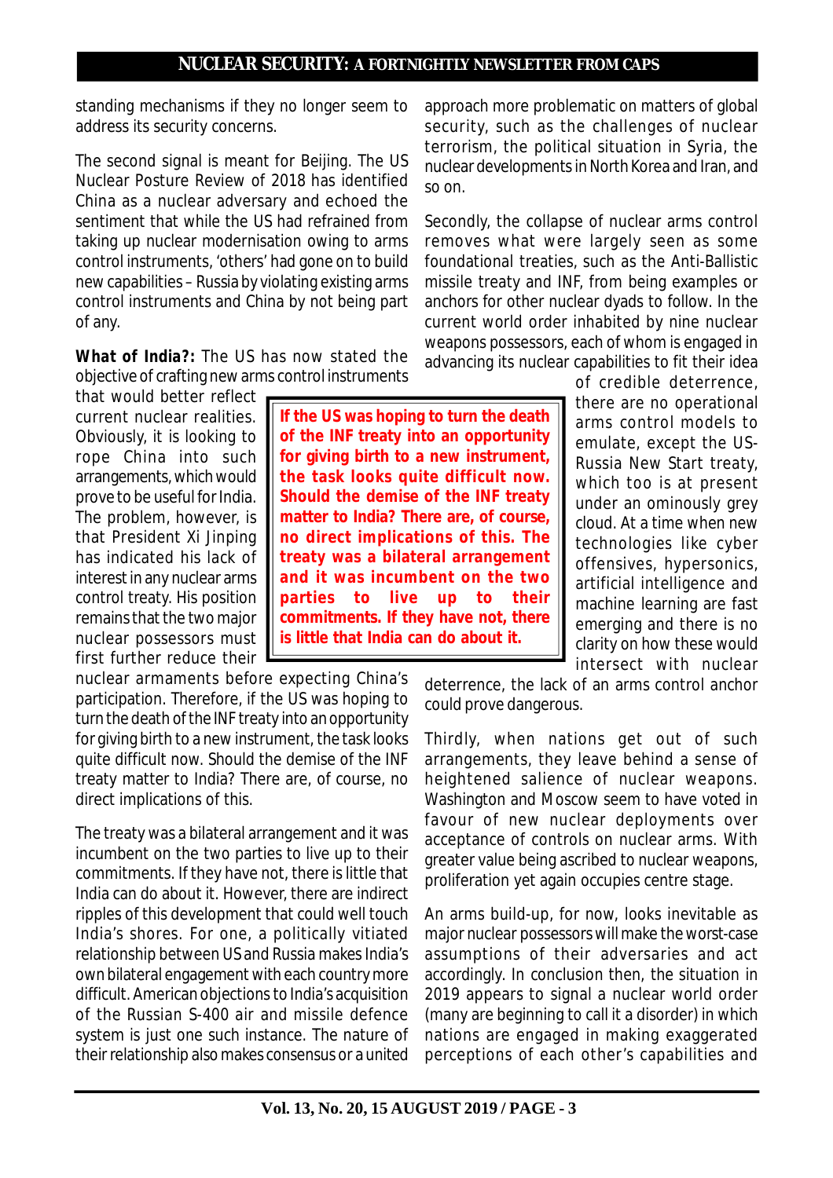standing mechanisms if they no longer seem to address its security concerns.

The second signal is meant for Beijing. The US Nuclear Posture Review of 2018 has identified China as a nuclear adversary and echoed the sentiment that while the US had refrained from taking up nuclear modernisation owing to arms control instruments, 'others' had gone on to build new capabilities – Russia by violating existing arms control instruments and China by not being part of any.

**What of India?:** The US has now stated the objective of crafting new arms control instruments that would better reflect current nuclear realities. Obviously, it is looking to rope China into such arrangements, which would prove to be useful for India. The problem, however, is that President Xi Jinping has indicated his lack of interest in any nuclear arms control treaty. His position remains that the two major nuclear possessors must first further reduce their nuclear armaments before expecting China's participation. Therefore, if the US was hoping to turn the death of the INF treaty into an opportunity for giving birth to a new instrument, the task looks quite difficult now. Should the demise of the INF treaty matter to India? There are, of course, no direct implications of this.

> **If the US was hoping to turn the death of the INF treaty into an opportunity for giving birth to a new instrument, the task looks quite difficult now. Should the demise of the INF treaty matter to India? There are, of course, no direct implications of this. The treaty was a bilateral arrangement and it was incumbent on the two parties to live up to their commitments. If they have not, there is little that India can do about it.**

The treaty was a bilateral arrangement and it was incumbent on the two parties to live up to their commitments. If they have not, there is little that India can do about it. However, there are indirect ripples of this development that could well touch India's shores. For one, a politically vitiated relationship between US and Russia makes India's own bilateral engagement with each country more difficult. American objections to India's acquisition of the Russian S-400 air and missile defence system is just one such instance. The nature of their relationship also makes consensus or a united approach more problematic on matters of global security, such as the challenges of nuclear terrorism, the political situation in Syria, the nuclear developments in North Korea and Iran, and so on.

Secondly, the collapse of nuclear arms control removes what were largely seen as some foundational treaties, such as the Anti-Ballistic missile treaty and INF, from being examples or anchors for other nuclear dyads to follow. In the current world order inhabited by nine nuclear weapons possessors, each of whom is engaged in advancing its nuclear capabilities to fit their idea of credible deterrence, there are no operational arms control models to emulate, except the US-Russia New Start treaty, which too is at present under an ominously grey cloud. At a time when new technologies like cyber offensives, hypersonics, artificial intelligence and machine learning are fast emerging and there is no clarity on how these would intersect with nuclear deterrence, the lack of an arms control anchor could prove dangerous.

Thirdly, when nations get out of such arrangements, they leave behind a sense of heightened salience of nuclear weapons. Washington and Moscow seem to have voted in favour of new nuclear deployments over acceptance of controls on nuclear arms. With greater value being ascribed to nuclear weapons, proliferation yet again occupies centre stage.

An arms build-up, for now, looks inevitable as major nuclear possessors will make the worst-case assumptions of their adversaries and act accordingly. In conclusion then, the situation in 2019 appears to signal a nuclear world order (many are beginning to call it a disorder) in which nations are engaged in making exaggerated perceptions of each other's capabilities and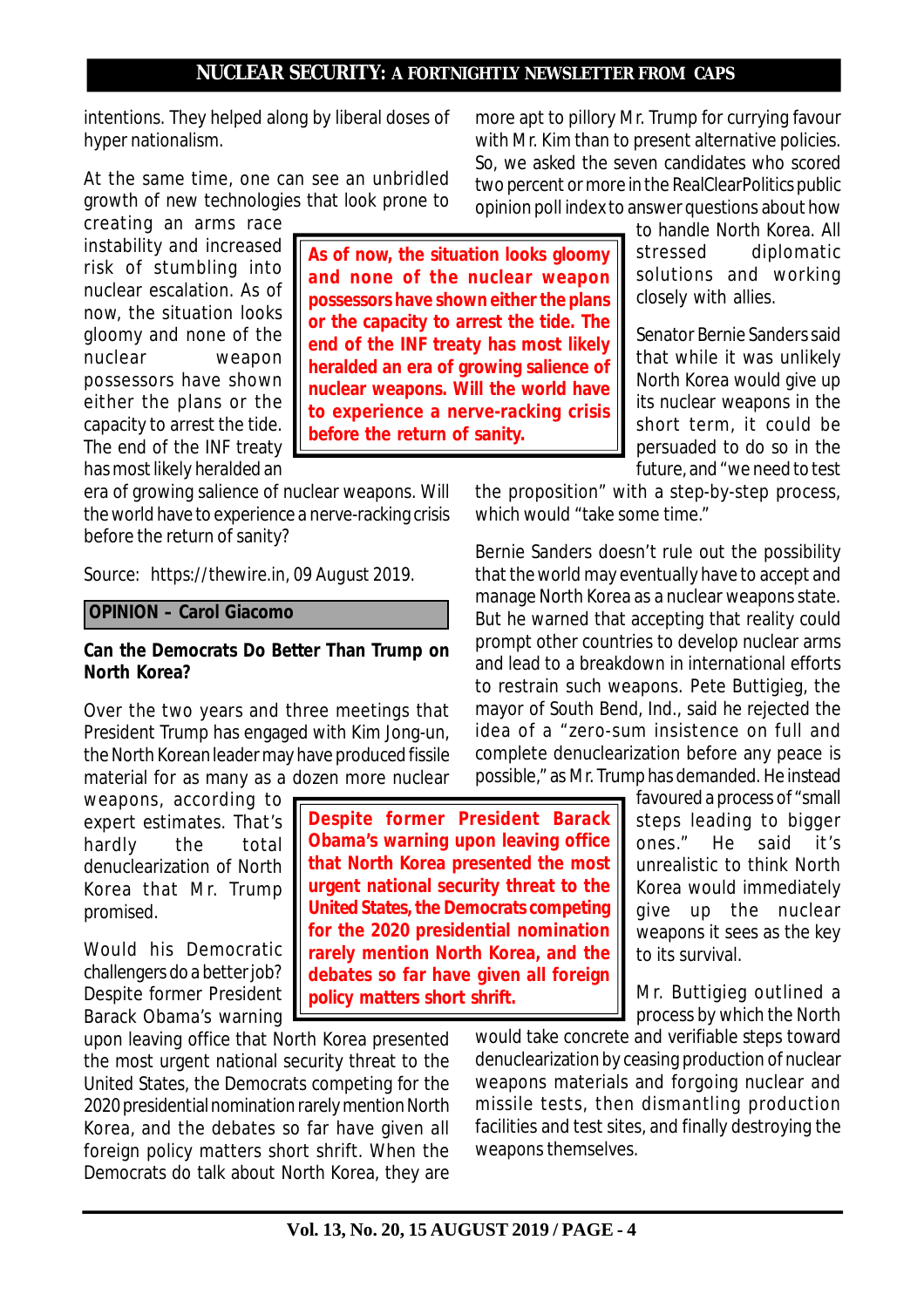intentions. They helped along by liberal doses of hyper nationalism.

At the same time, one can see an unbridled growth of new technologies that look prone to creating an arms race instability and increased risk of stumbling into nuclear escalation. As of now, the situation looks gloomy and none of the nuclear weapon possessors have shown either the plans or the capacity to arrest the tide. The end of the INF treaty has most likely heralded an era of growing salience of nuclear weapons. Will the world have to experience a nerve-racking crisis before the return of sanity?

> **As of now, the situation looks gloomy and none of the nuclear weapon possessors have shown either the plans or the capacity to arrest the tide. The end of the INF treaty has most likely heralded an era of growing salience of nuclear weapons. Will the world have to experience a nerve-racking crisis before the return of sanity.**

Source: https://thewire.in, 09 August 2019.

**OPINION – Carol Giacomo**

**Can the Democrats Do Better Than Trump on North Korea?**

Over the two years and three meetings that President Trump has engaged with Kim Jong-un, the North Korean leader may have produced fissile material for as many as a dozen more nuclear weapons, according to expert estimates. That's hardly the total denuclearization of North Korea that Mr. Trump promised.

Would his Democratic challengers do a better job? Despite former President Barack Obama's warning upon leaving office that North Korea presented the most urgent national security threat to the United States, the Democrats competing for the 2020 presidential nomination rarely mention North Korea, and the debates so far have given all foreign policy matters short shrift. When the Democrats do talk about North Korea, they are more apt to pillory Mr. Trump for currying favour with Mr. Kim than to present alternative policies. So, we asked the seven candidates who scored two percent or more in the RealClearPolitics public opinion poll index to answer questions about how to handle North Korea. All stressed diplomatic solutions and working closely with allies.

> **Despite former President Barack Obama's warning upon leaving office that North Korea presented the most urgent national security threat to the United States, the Democrats competing for the 2020 presidential nomination rarely mention North Korea, and the debates so far have given all foreign policy matters short shrift.**

Senator Bernie Sanders said that while it was unlikely North Korea would give up its nuclear weapons in the short term, it could be persuaded to do so in the future, and "we need to test the proposition" with a step-by-step process, which would "take some time."

Bernie Sanders doesn't rule out the possibility that the world may eventually have to accept and manage North Korea as a nuclear weapons state. But he warned that accepting that reality could prompt other countries to develop nuclear arms and lead to a breakdown in international efforts to restrain such weapons. Pete Buttigieg, the mayor of South Bend, Ind., said he rejected the idea of a "zero-sum insistence on full and complete denuclearization before any peace is possible," as Mr. Trump has demanded. He instead favoured a process of "small steps leading to bigger ones." He said it's unrealistic to think North Korea would immediately give up the nuclear weapons it sees as the key to its survival.

Mr. Buttigieg outlined a process by which the North would take concrete and verifiable steps toward denuclearization by ceasing production of nuclear weapons materials and forgoing nuclear and missile tests, then dismantling production facilities and test sites, and finally destroying the weapons themselves.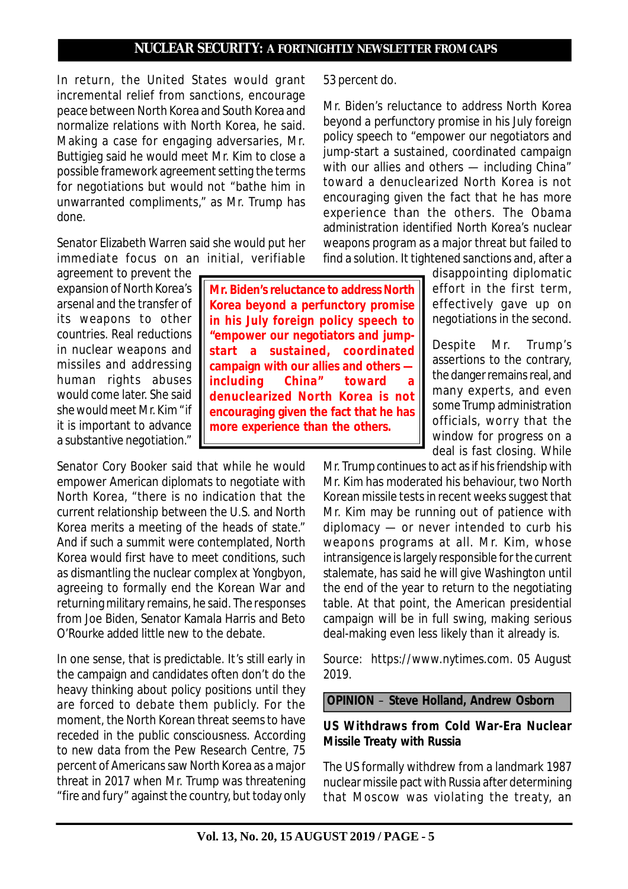In return, the United States would grant incremental relief from sanctions, encourage peace between North Korea and South Korea and normalize relations with North Korea, he said. Making a case for engaging adversaries, Mr. Buttigieg said he would meet Mr. Kim to close a possible framework agreement setting the terms for negotiations but would not "bathe him in unwarranted compliments," as Mr. Trump has done.

Senator Elizabeth Warren said she would put her immediate focus on an initial, verifiable agreement to prevent the expansion of North Korea's arsenal and the transfer of its weapons to other countries. Real reductions in nuclear weapons and missiles and addressing human rights abuses would come later. She said she would meet Mr. Kim "if it is important to advance a substantive negotiation."

> **Mr. Biden's reluctance to address North Korea beyond a perfunctory promise in his July foreign policy speech to "empower our negotiators and jump-start a sustained, coordinated campaign with our allies and others — including China" toward a denuclearized North Korea is not encouraging given the fact that he has more experience than the others.**

Senator Cory Booker said that while he would empower American diplomats to negotiate with North Korea, "there is no indication that the current relationship between the U.S. and North Korea merits a meeting of the heads of state." And if such a summit were contemplated, North Korea would first have to meet conditions, such as dismantling the nuclear complex at Yongbyon, agreeing to formally end the Korean War and returning military remains, he said. The responses from Joe Biden, Senator Kamala Harris and Beto O'Rourke added little new to the debate.

In one sense, that is predictable. It's still early in the campaign and candidates often don't do the heavy thinking about policy positions until they are forced to debate them publicly. For the moment, the North Korean threat seems to have receded in the public consciousness. According to new data from the Pew Research Centre, 75 percent of Americans saw North Korea as a major threat in 2017 when Mr. Trump was threatening "fire and fury" against the country, but today only 53 percent do.

Mr. Biden's reluctance to address North Korea beyond a perfunctory promise in his July foreign policy speech to "empower our negotiators and jump-start a sustained, coordinated campaign with our allies and others — including China" toward a denuclearized North Korea is not encouraging given the fact that he has more experience than the others. The Obama administration identified North Korea's nuclear weapons program as a major threat but failed to find a solution. It tightened sanctions and, after a disappointing diplomatic effort in the first term, effectively gave up on negotiations in the second.

Despite Mr. Trump's assertions to the contrary, the danger remains real, and many experts, and even some Trump administration officials, worry that the window for progress on a deal is fast closing. While Mr. Trump continues to act as if his friendship with Mr. Kim has moderated his behaviour, two North Korean missile tests in recent weeks suggest that Mr. Kim may be running out of patience with diplomacy — or never intended to curb his weapons programs at all. Mr. Kim, whose intransigence is largely responsible for the current stalemate, has said he will give Washington until the end of the year to return to the negotiating table. At that point, the American presidential campaign will be in full swing, making serious deal-making even less likely than it already is.

Source: https://www.nytimes.com. 05 August 2019.

**OPINION** – **Steve Holland, Andrew Osborn**

### US Withdraws from Cold War-Era Nuclear Missile Treaty with Russia

The US formally withdrew from a landmark 1987 nuclear missile pact with Russia after determining that Moscow was violating the treaty, an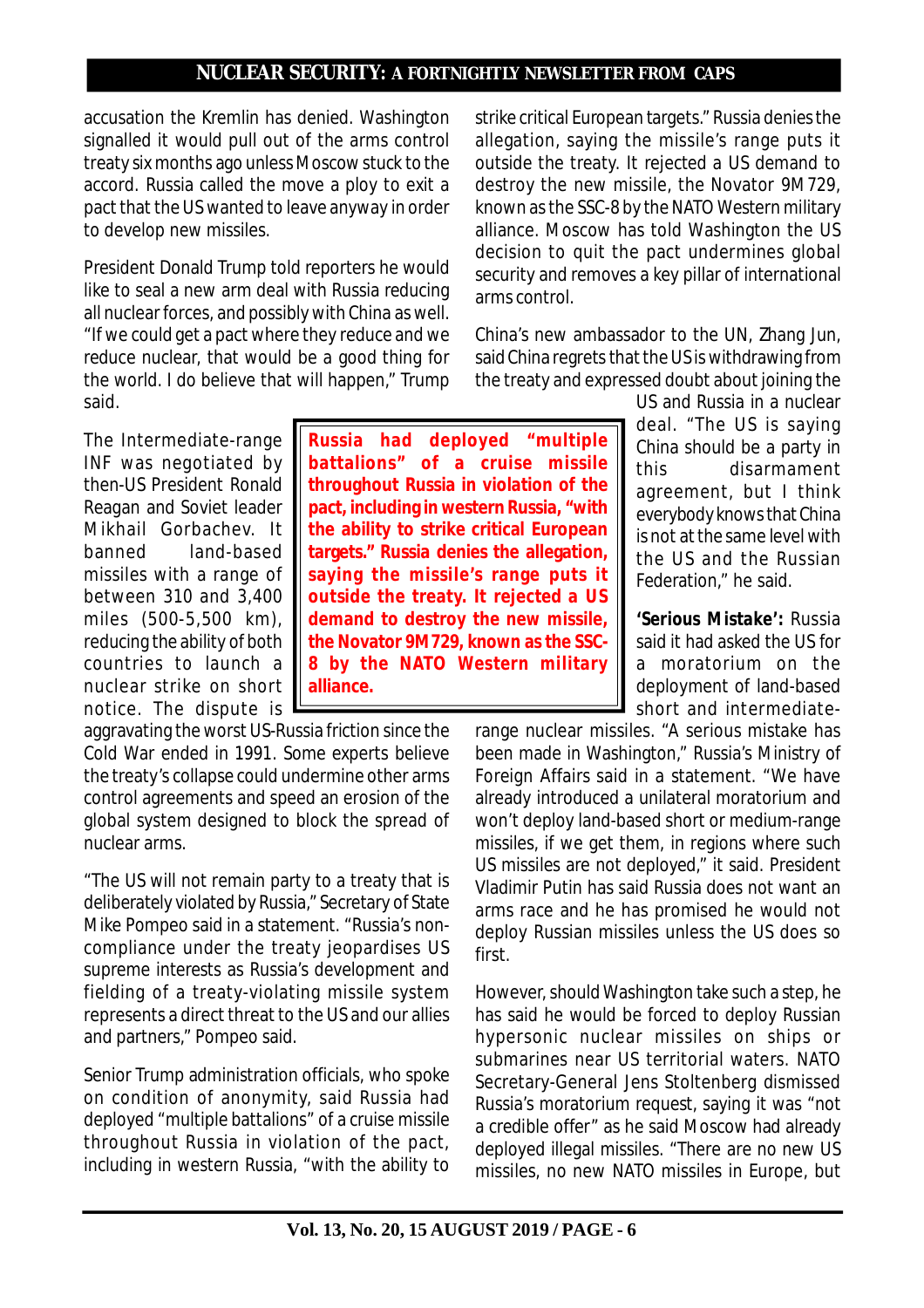accusation the Kremlin has denied. Washington signalled it would pull out of the arms control treaty six months ago unless Moscow stuck to the accord. Russia called the move a ploy to exit a pact that the US wanted to leave anyway in order to develop new missiles.

President Donald Trump told reporters he would like to seal a new arm deal with Russia reducing all nuclear forces, and possibly with China as well. "If we could get a pact where they reduce and we reduce nuclear, that would be a good thing for the world. I do believe that will happen," Trump said.

The Intermediate-range INF was negotiated by then-US President Ronald Reagan and Soviet leader Mikhail Gorbachev. It banned land-based missiles with a range of between 310 and 3,400 miles (500-5,500 km), reducing the ability of both countries to launch a nuclear strike on short notice. The dispute is aggravating the worst US-Russia friction since the Cold War ended in 1991. Some experts believe the treaty's collapse could undermine other arms control agreements and speed an erosion of the global system designed to block the spread of nuclear arms.

> **Russia had deployed "multiple battalions" of a cruise missile throughout Russia in violation of the pact, including in western Russia, "with the ability to strike critical European targets." Russia denies the allegation, saying the missile's range puts it outside the treaty. It rejected a US demand to destroy the new missile, the Novator 9M729, known as the SSC-8 by the NATO Western military alliance.**

"The US will not remain party to a treaty that is deliberately violated by Russia," Secretary of State Mike Pompeo said in a statement. "Russia's non-compliance under the treaty jeopardises US supreme interests as Russia's development and fielding of a treaty-violating missile system represents a direct threat to the US and our allies and partners," Pompeo said.

Senior Trump administration officials, who spoke on condition of anonymity, said Russia had deployed "multiple battalions" of a cruise missile throughout Russia in violation of the pact, including in western Russia, "with the ability to strike critical European targets." Russia denies the allegation, saying the missile's range puts it outside the treaty. It rejected a US demand to destroy the new missile, the Novator 9M729, known as the SSC-8 by the NATO Western military alliance. Moscow has told Washington the US decision to quit the pact undermines global security and removes a key pillar of international arms control.

China's new ambassador to the UN, Zhang Jun, said China regrets that the US is withdrawing from the treaty and expressed doubt about joining the US and Russia in a nuclear deal. "The US is saying China should be a party in this disarmament agreement, but I think everybody knows that China is not at the same level with the US and the Russian Federation," he said.

**'Serious Mistake':** Russia said it had asked the US for a moratorium on the deployment of land-based short and intermediate-range nuclear missiles. "A serious mistake has been made in Washington," Russia's Ministry of Foreign Affairs said in a statement. "We have already introduced a unilateral moratorium and won't deploy land-based short or medium-range missiles, if we get them, in regions where such US missiles are not deployed," it said. President Vladimir Putin has said Russia does not want an arms race and he has promised he would not deploy Russian missiles unless the US does so first.

However, should Washington take such a step, he has said he would be forced to deploy Russian hypersonic nuclear missiles on ships or submarines near US territorial waters. NATO Secretary-General Jens Stoltenberg dismissed Russia's moratorium request, saying it was "not a credible offer" as he said Moscow had already deployed illegal missiles. "There are no new US missiles, no new NATO missiles in Europe, but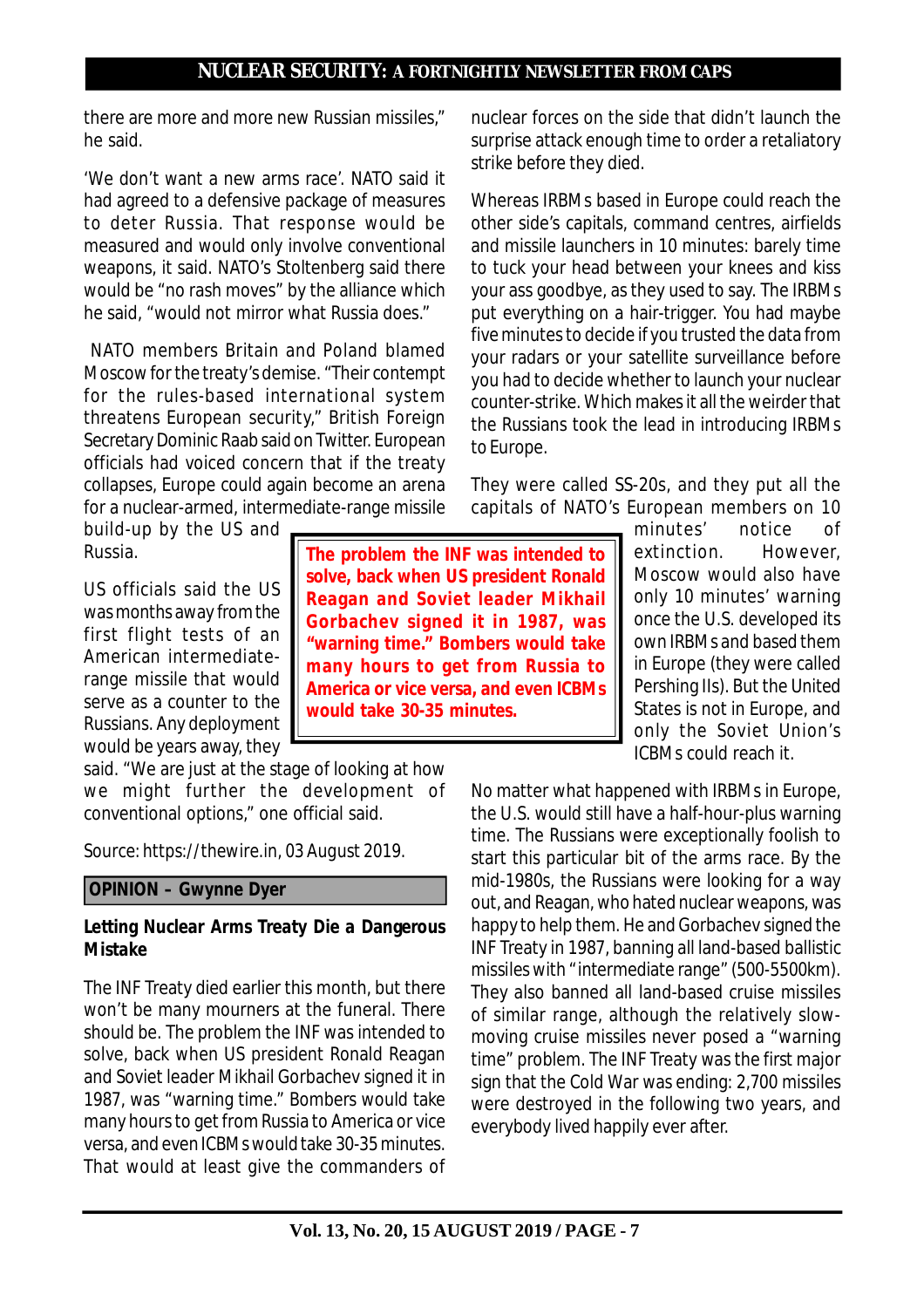there are more and more new Russian missiles," he said.

'We don't want a new arms race'. NATO said it had agreed to a defensive package of measures to deter Russia. That response would be measured and would only involve conventional weapons, it said. NATO's Stoltenberg said there would be "no rash moves" by the alliance which he said, "would not mirror what Russia does."

NATO members Britain and Poland blamed Moscow for the treaty's demise. "Their contempt for the rules-based international system threatens European security," British Foreign Secretary Dominic Raab said on Twitter. European officials had voiced concern that if the treaty collapses, Europe could again become an arena for a nuclear-armed, intermediate-range missile build-up by the US and Russia.

US officials said the US was months away from the first flight tests of an American intermediate-range missile that would serve as a counter to the Russians. Any deployment would be years away, they said. "We are just at the stage of looking at how we might further the development of conventional options," one official said.

Source: https://thewire.in, 03 August 2019.

**OPINION – Gwynne Dyer**

**Letting Nuclear Arms Treaty Die a Dangerous Mistake**

> **The problem the INF was intended to solve, back when US president Ronald Reagan and Soviet leader Mikhail Gorbachev signed it in 1987, was "warning time." Bombers would take many hours to get from Russia to America or vice versa, and even ICBMs would take 30-35 minutes.**

The INF Treaty died earlier this month, but there won't be many mourners at the funeral. There should be. The problem the INF was intended to solve, back when US president Ronald Reagan and Soviet leader Mikhail Gorbachev signed it in 1987, was "warning time." Bombers would take many hours to get from Russia to America or vice versa, and even ICBMs would take 30-35 minutes. That would at least give the commanders of nuclear forces on the side that didn't launch the surprise attack enough time to order a retaliatory strike before they died.

Whereas IRBMs based in Europe could reach the other side's capitals, command centres, airfields and missile launchers in 10 minutes: barely time to tuck your head between your knees and kiss your ass goodbye, as they used to say. The IRBMs put everything on a hair-trigger. You had maybe five minutes to decide if you trusted the data from your radars or your satellite surveillance before you had to decide whether to launch your nuclear counter-strike. Which makes it all the weirder that the Russians took the lead in introducing IRBMs to Europe.

They were called SS-20s, and they put all the capitals of NATO's European members on 10 minutes' notice of extinction. However, Moscow would also have only 10 minutes' warning once the U.S. developed its own IRBMs and based them in Europe (they were called Pershing IIs). But the United States is not in Europe, and only the Soviet Union's ICBMs could reach it.

No matter what happened with IRBMs in Europe, the U.S. would still have a half-hour-plus warning time. The Russians were exceptionally foolish to start this particular bit of the arms race. By the mid-1980s, the Russians were looking for a way out, and Reagan, who hated nuclear weapons, was happy to help them. He and Gorbachev signed the INF Treaty in 1987, banning all land-based ballistic missiles with "intermediate range" (500-5500km). They also banned all land-based cruise missiles of similar range, although the relatively slow-moving cruise missiles never posed a "warning time" problem. The INF Treaty was the first major sign that the Cold War was ending: 2,700 missiles were destroyed in the following two years, and everybody lived happily ever after.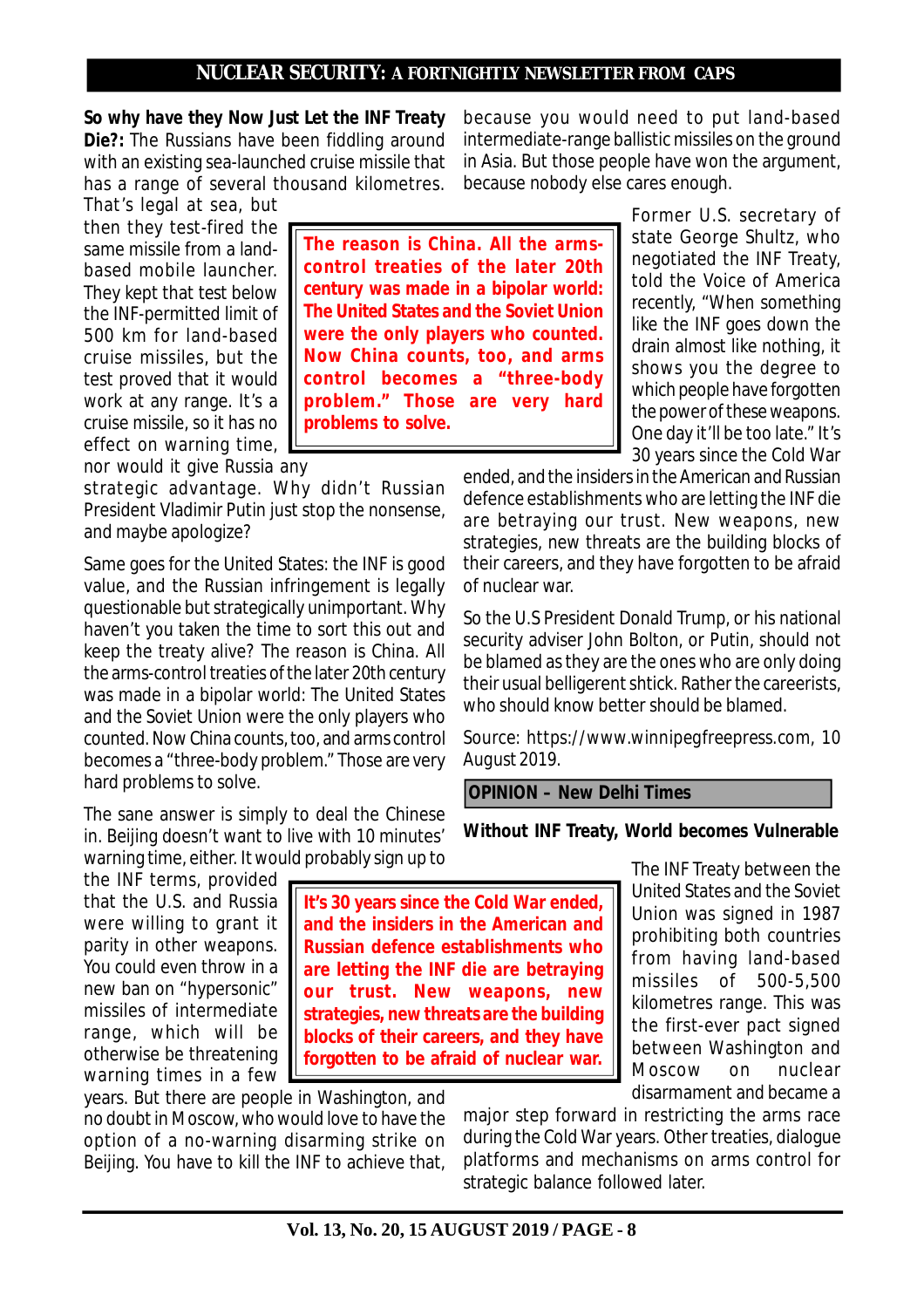**So why have they Now Just Let the INF Treaty Die?:** The Russians have been fiddling around with an existing sea-launched cruise missile that has a range of several thousand kilometres. That's legal at sea, but then they test-fired the same missile from a land-based mobile launcher. They kept that test below the INF-permitted limit of 500 km for land-based cruise missiles, but the test proved that it would work at any range. It's a cruise missile, so it has no effect on warning time, nor would it give Russia any strategic advantage. Why didn't Russian President Vladimir Putin just stop the nonsense, and maybe apologize?

> **The reason is China. All the arms-control treaties of the later 20th century was made in a bipolar world: The United States and the Soviet Union were the only players who counted. Now China counts, too, and arms control becomes a "three-body problem." Those are very hard problems to solve.**

Same goes for the United States: the INF is good value, and the Russian infringement is legally questionable but strategically unimportant. Why haven't you taken the time to sort this out and keep the treaty alive? The reason is China. All the arms-control treaties of the later 20th century was made in a bipolar world: The United States and the Soviet Union were the only players who counted. Now China counts, too, and arms control becomes a "three-body problem." Those are very hard problems to solve.

The sane answer is simply to deal the Chinese in. Beijing doesn't want to live with 10 minutes' warning time, either. It would probably sign up to the INF terms, provided that the U.S. and Russia were willing to grant it parity in other weapons. You could even throw in a new ban on "hypersonic" missiles of intermediate range, which will be otherwise be threatening warning times in a few years. But there are people in Washington, and no doubt in Moscow, who would love to have the option of a no-warning disarming strike on Beijing. You have to kill the INF to achieve that, because you would need to put land-based intermediate-range ballistic missiles on the ground in Asia. But those people have won the argument, because nobody else cares enough.

> **It's 30 years since the Cold War ended, and the insiders in the American and Russian defence establishments who are letting the INF die are betraying our trust. New weapons, new strategies, new threats are the building blocks of their careers, and they have forgotten to be afraid of nuclear war.**

Former U.S. secretary of state George Shultz, who negotiated the INF Treaty, told the Voice of America recently, "When something like the INF goes down the drain almost like nothing, it shows you the degree to which people have forgotten the power of these weapons. One day it'll be too late." It's 30 years since the Cold War ended, and the insiders in the American and Russian defence establishments who are letting the INF die are betraying our trust. New weapons, new strategies, new threats are the building blocks of their careers, and they have forgotten to be afraid of nuclear war.

So the U.S President Donald Trump, or his national security adviser John Bolton, or Putin, should not be blamed as they are the ones who are only doing their usual belligerent shtick. Rather the careerists, who should know better should be blamed.

Source: https://www.winnipegfreepress.com, 10 August 2019.

## OPINION – New Delhi Times

### Without INF Treaty, World becomes Vulnerable

The INF Treaty between the United States and the Soviet Union was signed in 1987 prohibiting both countries from having land-based missiles of 500-5,500 kilometres range. This was the first-ever pact signed between Washington and Moscow on nuclear disarmament and became a major step forward in restricting the arms race during the Cold War years. Other treaties, dialogue platforms and mechanisms on arms control for strategic balance followed later.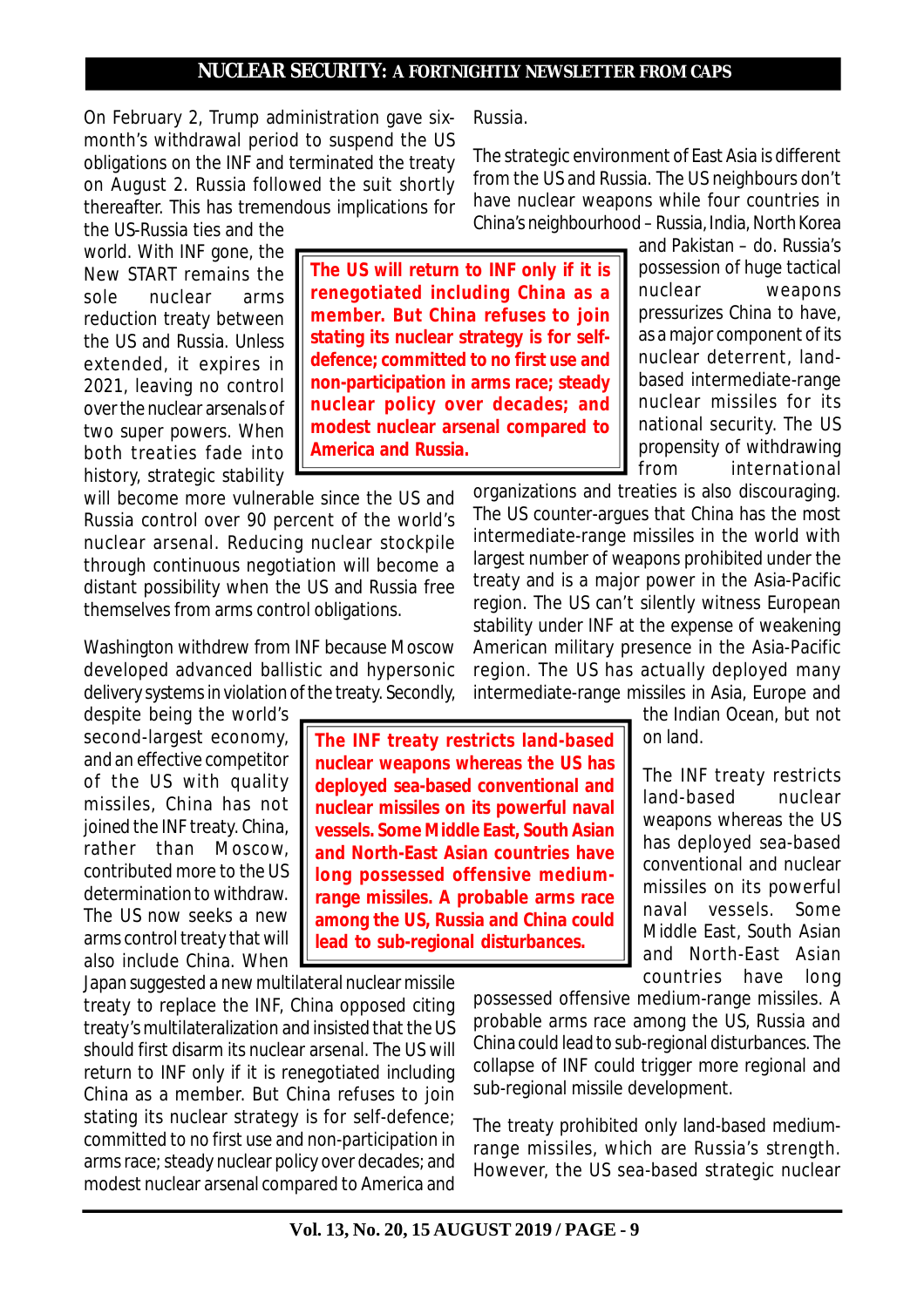On February 2, Trump administration gave six-month's withdrawal period to suspend the US obligations on the INF and terminated the treaty on August 2. Russia followed the suit shortly thereafter. This has tremendous implications for the US-Russia ties and the world. With INF gone, the New START remains the sole nuclear arms reduction treaty between the US and Russia. Unless extended, it expires in 2021, leaving no control over the nuclear arsenals of two super powers. When both treaties fade into history, strategic stability will become more vulnerable since the US and Russia control over 90 percent of the world's nuclear arsenal. Reducing nuclear stockpile through continuous negotiation will become a distant possibility when the US and Russia free themselves from arms control obligations.

> **The US will return to INF only if it is renegotiated including China as a member. But China refuses to join stating its nuclear strategy is for self-defence; committed to no first use and non-participation in arms race; steady nuclear policy over decades; and modest nuclear arsenal compared to America and Russia.**

Washington withdrew from INF because Moscow developed advanced ballistic and hypersonic delivery systems in violation of the treaty. Secondly, despite being the world's second-largest economy, and an effective competitor of the US with quality missiles, China has not joined the INF treaty. China, rather than Moscow, contributed more to the US determination to withdraw. The US now seeks a new arms control treaty that will also include China. When Japan suggested a new multilateral nuclear missile treaty to replace the INF, China opposed citing treaty's multilateralization and insisted that the US should first disarm its nuclear arsenal. The US will return to INF only if it is renegotiated including China as a member. But China refuses to join stating its nuclear strategy is for self-defence; committed to no first use and non-participation in arms race; steady nuclear policy over decades; and modest nuclear arsenal compared to America and Russia.

> **The INF treaty restricts land-based nuclear weapons whereas the US has deployed sea-based conventional and nuclear missiles on its powerful naval vessels. Some Middle East, South Asian and North-East Asian countries have long possessed offensive medium-range missiles. A probable arms race among the US, Russia and China could lead to sub-regional disturbances.**

The strategic environment of East Asia is different from the US and Russia. The US neighbours don't have nuclear weapons while four countries in China's neighbourhood – Russia, India, North Korea and Pakistan – do. Russia's possession of huge tactical nuclear weapons pressurizes China to have, as a major component of its nuclear deterrent, land-based intermediate-range nuclear missiles for its national security. The US propensity of withdrawing from international organizations and treaties is also discouraging. The US counter-argues that China has the most intermediate-range missiles in the world with largest number of weapons prohibited under the treaty and is a major power in the Asia-Pacific region. The US can't silently witness European stability under INF at the expense of weakening American military presence in the Asia-Pacific region. The US has actually deployed many intermediate-range missiles in Asia, Europe and the Indian Ocean, but not on land.

The INF treaty restricts land-based nuclear weapons whereas the US has deployed sea-based conventional and nuclear missiles on its powerful naval vessels. Some Middle East, South Asian and North-East Asian countries have long possessed offensive medium-range missiles. A probable arms race among the US, Russia and China could lead to sub-regional disturbances. The collapse of INF could trigger more regional and sub-regional missile development.

The treaty prohibited only land-based medium-range missiles, which are Russia's strength. However, the US sea-based strategic nuclear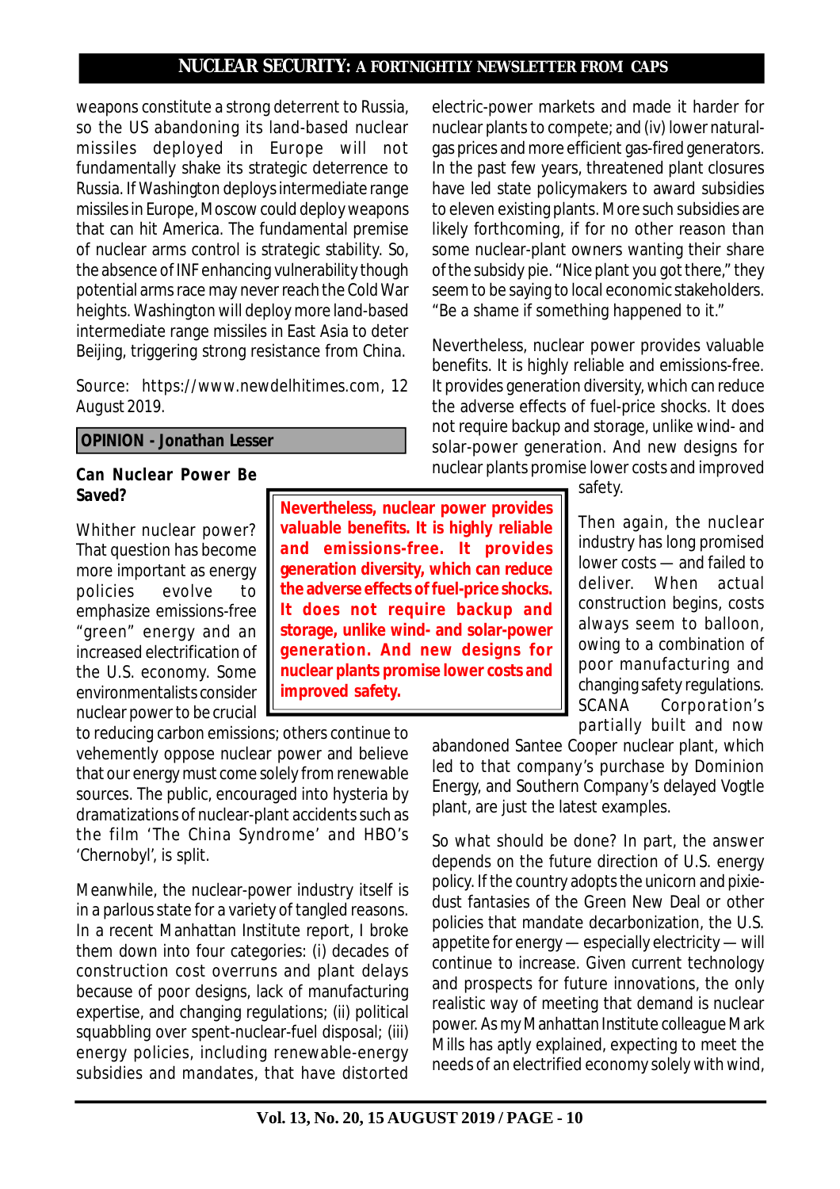weapons constitute a strong deterrent to Russia, so the US abandoning its land-based nuclear missiles deployed in Europe will not fundamentally shake its strategic deterrence to Russia. If Washington deploys intermediate range missiles in Europe, Moscow could deploy weapons that can hit America. The fundamental premise of nuclear arms control is strategic stability. So, the absence of INF enhancing vulnerability though potential arms race may never reach the Cold War heights. Washington will deploy more land-based intermediate range missiles in East Asia to deter Beijing, triggering strong resistance from China.

Source: https://www.newdelhitimes.com, 12 August 2019.

## OPINION - Jonathan Lesser

### Can Nuclear Power Be Saved?

Whither nuclear power? That question has become more important as energy policies evolve to emphasize emissions-free "green" energy and an increased electrification of the U.S. economy. Some environmentalists consider nuclear power to be crucial to reducing carbon emissions; others continue to vehemently oppose nuclear power and believe that our energy must come solely from renewable sources. The public, encouraged into hysteria by dramatizations of nuclear-plant accidents such as the film 'The China Syndrome' and HBO's 'Chernobyl', is split.

Meanwhile, the nuclear-power industry itself is in a parlous state for a variety of tangled reasons. In a recent Manhattan Institute report, I broke them down into four categories: (i) decades of construction cost overruns and plant delays because of poor designs, lack of manufacturing expertise, and changing regulations; (ii) political squabbling over spent-nuclear-fuel disposal; (iii) energy policies, including renewable-energy subsidies and mandates, that have distorted electric-power markets and made it harder for nuclear plants to compete; and (iv) lower natural-gas prices and more efficient gas-fired generators. In the past few years, threatened plant closures have led state policymakers to award subsidies to eleven existing plants. More such subsidies are likely forthcoming, if for no other reason than some nuclear-plant owners wanting their share of the subsidy pie. "Nice plant you got there," they seem to be saying to local economic stakeholders. "Be a shame if something happened to it."

Nevertheless, nuclear power provides valuable benefits. It is highly reliable and emissions-free. It provides generation diversity, which can reduce the adverse effects of fuel-price shocks. It does not require backup and storage, unlike wind- and solar-power generation. And new designs for nuclear plants promise lower costs and improved safety.

> **Nevertheless, nuclear power provides valuable benefits. It is highly reliable and emissions-free. It provides generation diversity, which can reduce the adverse effects of fuel-price shocks. It does not require backup and storage, unlike wind- and solar-power generation. And new designs for nuclear plants promise lower costs and improved safety.**

Then again, the nuclear industry has long promised lower costs — and failed to deliver. When actual construction begins, costs always seem to balloon, owing to a combination of poor manufacturing and changing safety regulations. SCANA Corporation's partially built and now abandoned Santee Cooper nuclear plant, which led to that company's purchase by Dominion Energy, and Southern Company's delayed Vogtle plant, are just the latest examples.

So what should be done? In part, the answer depends on the future direction of U.S. energy policy. If the country adopts the unicorn and pixie-dust fantasies of the Green New Deal or other policies that mandate decarbonization, the U.S. appetite for energy — especially electricity — will continue to increase. Given current technology and prospects for future innovations, the only realistic way of meeting that demand is nuclear power. As my Manhattan Institute colleague Mark Mills has aptly explained, expecting to meet the needs of an electrified economy solely with wind,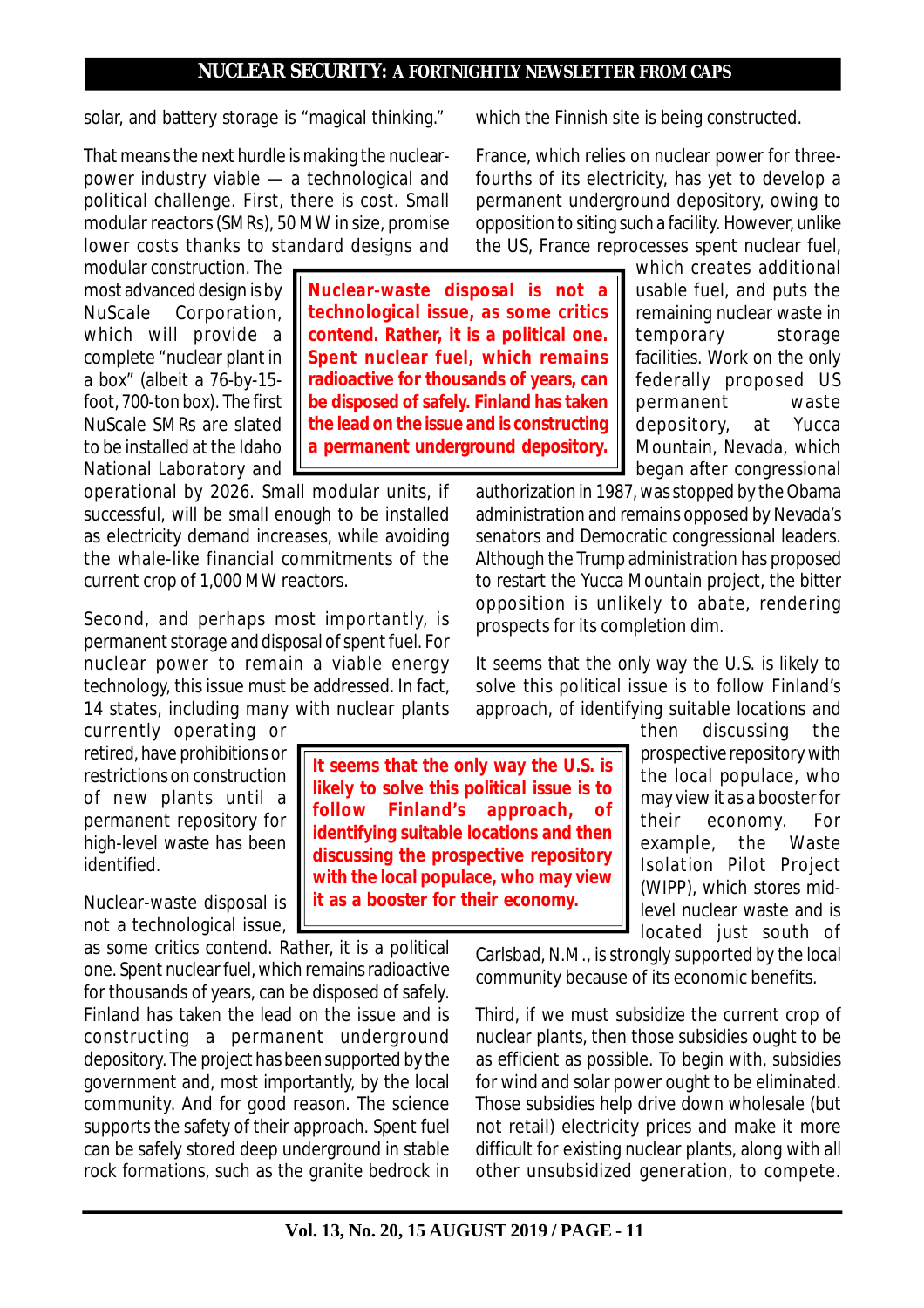solar, and battery storage is "magical thinking."

That means the next hurdle is making the nuclear-power industry viable — a technological and political challenge. First, there is cost. Small modular reactors (SMRs), 50 MW in size, promise lower costs thanks to standard designs and modular construction. The most advanced design is by NuScale Corporation, which will provide a complete "nuclear plant in a box" (albeit a 76-by-15-foot, 700-ton box). The first NuScale SMRs are slated to be installed at the Idaho National Laboratory and operational by 2026. Small modular units, if successful, will be small enough to be installed as electricity demand increases, while avoiding the whale-like financial commitments of the current crop of 1,000 MW reactors.

> **Nuclear-waste disposal is not a technological issue, as some critics contend. Rather, it is a political one. Spent nuclear fuel, which remains radioactive for thousands of years, can be disposed of safely. Finland has taken the lead on the issue and is constructing a permanent underground depository.**

Second, and perhaps most importantly, is permanent storage and disposal of spent fuel. For nuclear power to remain a viable energy technology, this issue must be addressed. In fact, 14 states, including many with nuclear plants currently operating or retired, have prohibitions or restrictions on construction of new plants until a permanent repository for high-level waste has been identified.

Nuclear-waste disposal is not a technological issue, as some critics contend. Rather, it is a political one. Spent nuclear fuel, which remains radioactive for thousands of years, can be disposed of safely. Finland has taken the lead on the issue and is constructing a permanent underground depository. The project has been supported by the government and, most importantly, by the local community. And for good reason. The science supports the safety of their approach. Spent fuel can be safely stored deep underground in stable rock formations, such as the granite bedrock in which the Finnish site is being constructed.

France, which relies on nuclear power for three-fourths of its electricity, has yet to develop a permanent underground depository, owing to opposition to siting such a facility. However, unlike the US, France reprocesses spent nuclear fuel, which creates additional usable fuel, and puts the remaining nuclear waste in temporary storage facilities. Work on the only federally proposed US permanent waste depository, at Yucca Mountain, Nevada, which began after congressional authorization in 1987, was stopped by the Obama administration and remains opposed by Nevada's senators and Democratic congressional leaders. Although the Trump administration has proposed to restart the Yucca Mountain project, the bitter opposition is unlikely to abate, rendering prospects for its completion dim.

It seems that the only way the U.S. is likely to solve this political issue is to follow Finland's approach, of identifying suitable locations and then discussing the prospective repository with the local populace, who may view it as a booster for their economy. For example, the Waste Isolation Pilot Project (WIPP), which stores mid-level nuclear waste and is located just south of Carlsbad, N.M., is strongly supported by the local community because of its economic benefits.

> **It seems that the only way the U.S. is likely to solve this political issue is to follow Finland's approach, of identifying suitable locations and then discussing the prospective repository with the local populace, who may view it as a booster for their economy.**

Third, if we must subsidize the current crop of nuclear plants, then those subsidies ought to be as efficient as possible. To begin with, subsidies for wind and solar power ought to be eliminated. Those subsidies help drive down wholesale (but not retail) electricity prices and make it more difficult for existing nuclear plants, along with all other unsubsidized generation, to compete.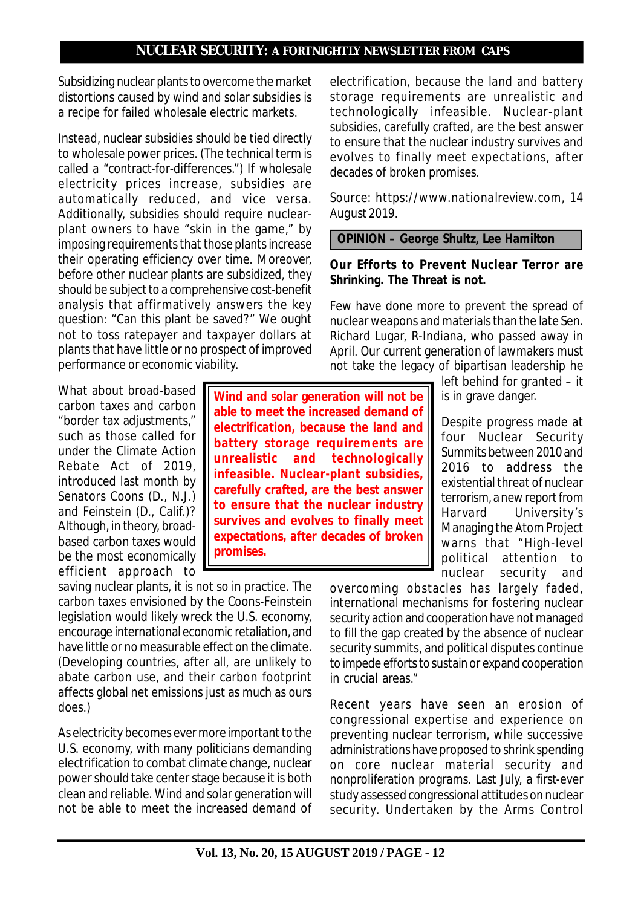Subsidizing nuclear plants to overcome the market distortions caused by wind and solar subsidies is a recipe for failed wholesale electric markets.

Instead, nuclear subsidies should be tied directly to wholesale power prices. (The technical term is called a "contract-for-differences.") If wholesale electricity prices increase, subsidies are automatically reduced, and vice versa. Additionally, subsidies should require nuclear-plant owners to have "skin in the game," by imposing requirements that those plants increase their operating efficiency over time. Moreover, before other nuclear plants are subsidized, they should be subject to a comprehensive cost-benefit analysis that affirmatively answers the key question: "Can this plant be saved?" We ought not to toss ratepayer and taxpayer dollars at plants that have little or no prospect of improved performance or economic viability.

What about broad-based carbon taxes and carbon "border tax adjustments," such as those called for under the Climate Action Rebate Act of 2019, introduced last month by Senators Coons (D., N.J.) and Feinstein (D., Calif.)? Although, in theory, broad-based carbon taxes would be the most economically efficient approach to saving nuclear plants, it is not so in practice. The carbon taxes envisioned by the Coons-Feinstein legislation would likely wreck the U.S. economy, encourage international economic retaliation, and have little or no measurable effect on the climate. (Developing countries, after all, are unlikely to abate carbon use, and their carbon footprint affects global net emissions just as much as ours does.)

> **Wind and solar generation will not be able to meet the increased demand of electrification, because the land and battery storage requirements are unrealistic and technologically infeasible. Nuclear-plant subsidies, carefully crafted, are the best answer to ensure that the nuclear industry survives and evolves to finally meet expectations, after decades of broken promises.**

As electricity becomes ever more important to the U.S. economy, with many politicians demanding electrification to combat climate change, nuclear power should take center stage because it is both clean and reliable. Wind and solar generation will not be able to meet the increased demand of electrification, because the land and battery storage requirements are unrealistic and technologically infeasible. Nuclear-plant subsidies, carefully crafted, are the best answer to ensure that the nuclear industry survives and evolves to finally meet expectations, after decades of broken promises.

Source: https://www.nationalreview.com, 14 August 2019.

## OPINION – George Shultz, Lee Hamilton

### Our Efforts to Prevent Nuclear Terror are Shrinking. The Threat is not.

Few have done more to prevent the spread of nuclear weapons and materials than the late Sen. Richard Lugar, R-Indiana, who passed away in April. Our current generation of lawmakers must not take the legacy of bipartisan leadership he left behind for granted – it is in grave danger.

Despite progress made at four Nuclear Security Summits between 2010 and 2016 to address the existential threat of nuclear terrorism, a new report from Harvard University's Managing the Atom Project warns that "High-level political attention to nuclear security and overcoming obstacles has largely faded, international mechanisms for fostering nuclear security action and cooperation have not managed to fill the gap created by the absence of nuclear security summits, and political disputes continue to impede efforts to sustain or expand cooperation in crucial areas."

Recent years have seen an erosion of congressional expertise and experience on preventing nuclear terrorism, while successive administrations have proposed to shrink spending on core nuclear material security and nonproliferation programs. Last July, a first-ever study assessed congressional attitudes on nuclear security. Undertaken by the Arms Control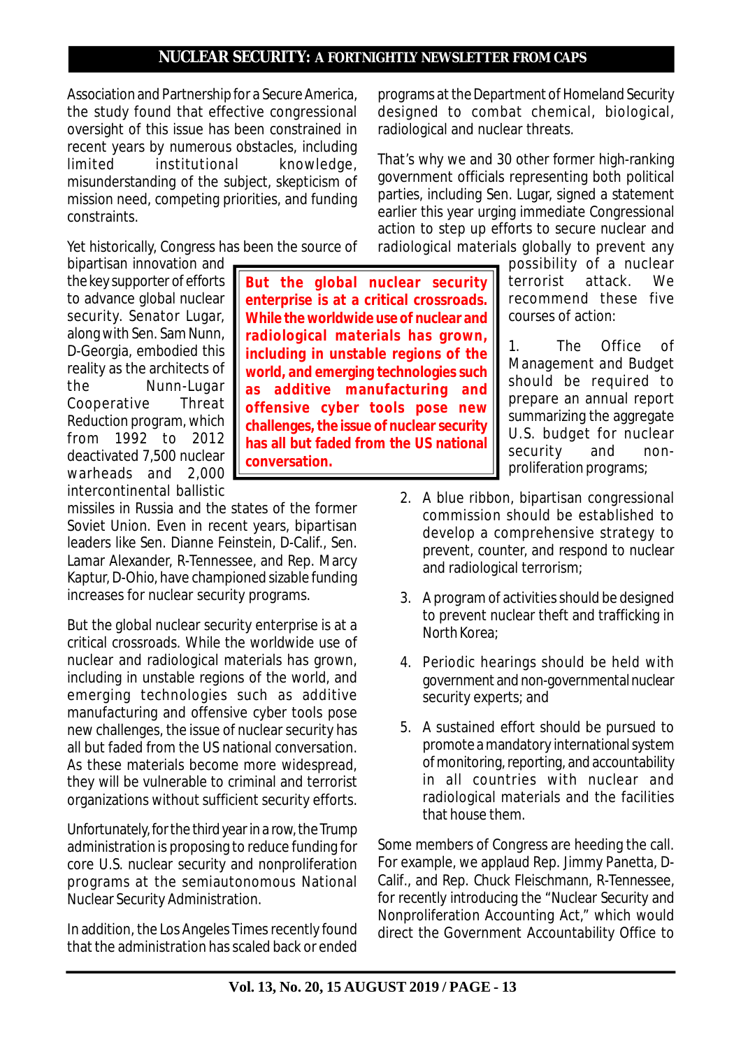Association and Partnership for a Secure America, the study found that effective congressional oversight of this issue has been constrained in recent years by numerous obstacles, including limited institutional knowledge, misunderstanding of the subject, skepticism of mission need, competing priorities, and funding constraints.

Yet historically, Congress has been the source of bipartisan innovation and the key supporter of efforts to advance global nuclear security. Senator Lugar, along with Sen. Sam Nunn, D-Georgia, embodied this reality as the architects of the Nunn-Lugar Cooperative Threat Reduction program, which from 1992 to 2012 deactivated 7,500 nuclear warheads and 2,000 intercontinental ballistic missiles in Russia and the states of the former Soviet Union. Even in recent years, bipartisan leaders like Sen. Dianne Feinstein, D-Calif., Sen. Lamar Alexander, R-Tennessee, and Rep. Marcy Kaptur, D-Ohio, have championed sizable funding increases for nuclear security programs.

**But the global nuclear security enterprise is at a critical crossroads. While the worldwide use of nuclear and radiological materials has grown, including in unstable regions of the world, and emerging technologies such as additive manufacturing and offensive cyber tools pose new challenges, the issue of nuclear security has all but faded from the US national conversation.**

But the global nuclear security enterprise is at a critical crossroads. While the worldwide use of nuclear and radiological materials has grown, including in unstable regions of the world, and emerging technologies such as additive manufacturing and offensive cyber tools pose new challenges, the issue of nuclear security has all but faded from the US national conversation. As these materials become more widespread, they will be vulnerable to criminal and terrorist organizations without sufficient security efforts.

Unfortunately, for the third year in a row, the Trump administration is proposing to reduce funding for core U.S. nuclear security and nonproliferation programs at the semiautonomous National Nuclear Security Administration.

In addition, the Los Angeles Times recently found that the administration has scaled back or ended programs at the Department of Homeland Security designed to combat chemical, biological, radiological and nuclear threats.

That's why we and 30 other former high-ranking government officials representing both political parties, including Sen. Lugar, signed a statement earlier this year urging immediate Congressional action to step up efforts to secure nuclear and radiological materials globally to prevent any possibility of a nuclear terrorist attack. We recommend these five courses of action:

1. The Office of Management and Budget should be required to prepare an annual report summarizing the aggregate U.S. budget for nuclear security and non-proliferation programs;
2. A blue ribbon, bipartisan congressional commission should be established to develop a comprehensive strategy to prevent, counter, and respond to nuclear and radiological terrorism;
3. A program of activities should be designed to prevent nuclear theft and trafficking in North Korea;
4. Periodic hearings should be held with government and non-governmental nuclear security experts; and
5. A sustained effort should be pursued to promote a mandatory international system of monitoring, reporting, and accountability in all countries with nuclear and radiological materials and the facilities that house them.

Some members of Congress are heeding the call. For example, we applaud Rep. Jimmy Panetta, D-Calif., and Rep. Chuck Fleischmann, R-Tennessee, for recently introducing the "Nuclear Security and Nonproliferation Accounting Act," which would direct the Government Accountability Office to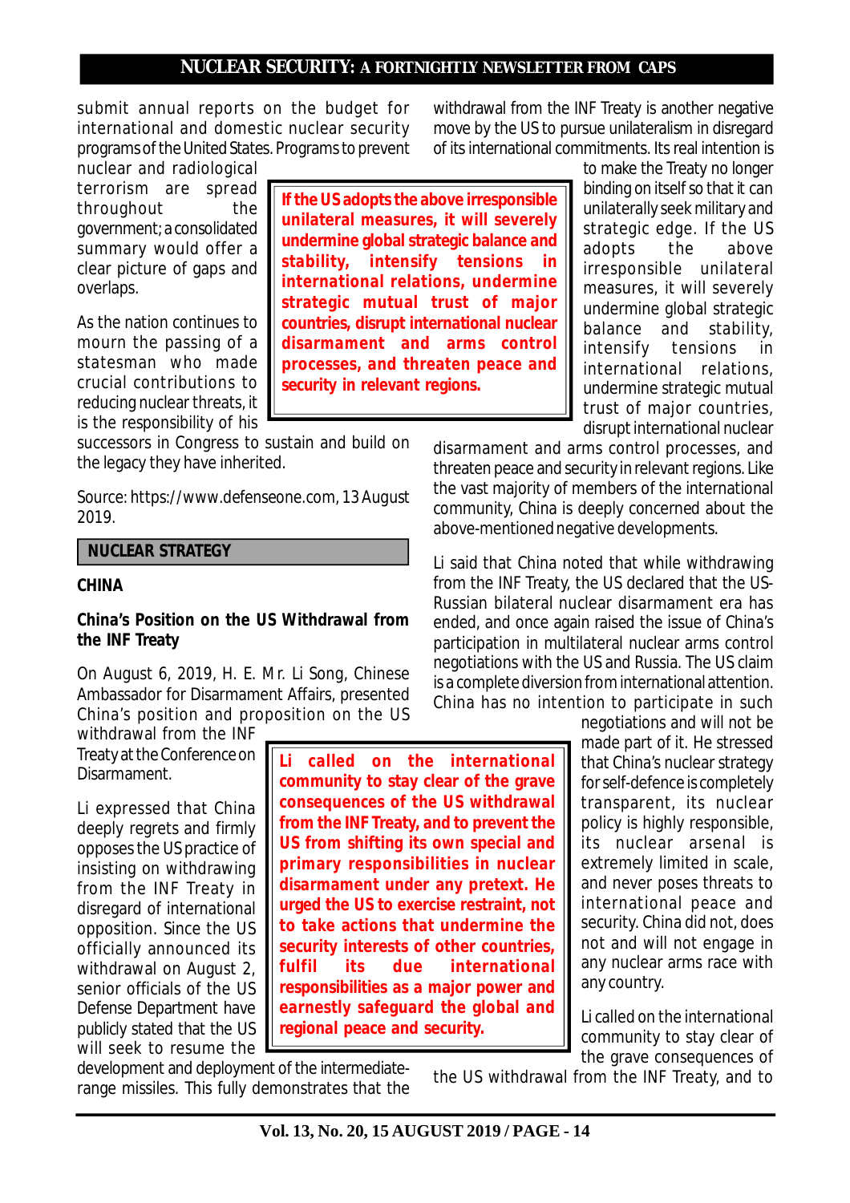submit annual reports on the budget for international and domestic nuclear security programs of the United States. Programs to prevent nuclear and radiological terrorism are spread throughout the government; a consolidated summary would offer a clear picture of gaps and overlaps.

As the nation continues to mourn the passing of a statesman who made crucial contributions to reducing nuclear threats, it is the responsibility of his successors in Congress to sustain and build on the legacy they have inherited.

Source: https://www.defenseone.com, 13 August 2019.

## NUCLEAR STRATEGY

### CHINA

### China's Position on the US Withdrawal from the INF Treaty

On August 6, 2019, H. E. Mr. Li Song, Chinese Ambassador for Disarmament Affairs, presented China's position and proposition on the US withdrawal from the INF Treaty at the Conference on Disarmament.

Li expressed that China deeply regrets and firmly opposes the US practice of insisting on withdrawing from the INF Treaty in disregard of international opposition. Since the US officially announced its withdrawal on August 2, senior officials of the US Defense Department have publicly stated that the US will seek to resume the development and deployment of the intermediate-range missiles. This fully demonstrates that the withdrawal from the INF Treaty is another negative move by the US to pursue unilateralism in disregard of its international commitments. Its real intention is to make the Treaty no longer binding on itself so that it can unilaterally seek military and strategic edge. If the US adopts the above irresponsible unilateral measures, it will severely undermine global strategic balance and stability, intensify tensions in international relations, undermine strategic mutual trust of major countries, disrupt international nuclear disarmament and arms control processes, and threaten peace and security in relevant regions. Like the vast majority of members of the international community, China is deeply concerned about the above-mentioned negative developments.

**If the US adopts the above irresponsible unilateral measures, it will severely undermine global strategic balance and stability, intensify tensions in international relations, undermine strategic mutual trust of major countries, disrupt international nuclear disarmament and arms control processes, and threaten peace and security in relevant regions.**

Li said that China noted that while withdrawing from the INF Treaty, the US declared that the US-Russian bilateral nuclear disarmament era has ended, and once again raised the issue of China's participation in multilateral nuclear arms control negotiations with the US and Russia. The US claim is a complete diversion from international attention. China has no intention to participate in such negotiations and will not be made part of it. He stressed that China's nuclear strategy for self-defence is completely transparent, its nuclear policy is highly responsible, its nuclear arsenal is extremely limited in scale, and never poses threats to international peace and security. China did not, does not and will not engage in any nuclear arms race with any country.

**Li called on the international community to stay clear of the grave consequences of the US withdrawal from the INF Treaty, and to prevent the US from shifting its own special and primary responsibilities in nuclear disarmament under any pretext. He urged the US to exercise restraint, not to take actions that undermine the security interests of other countries, fulfil its due international responsibilities as a major power and earnestly safeguard the global and regional peace and security.**

Li called on the international community to stay clear of the grave consequences of the US withdrawal from the INF Treaty, and to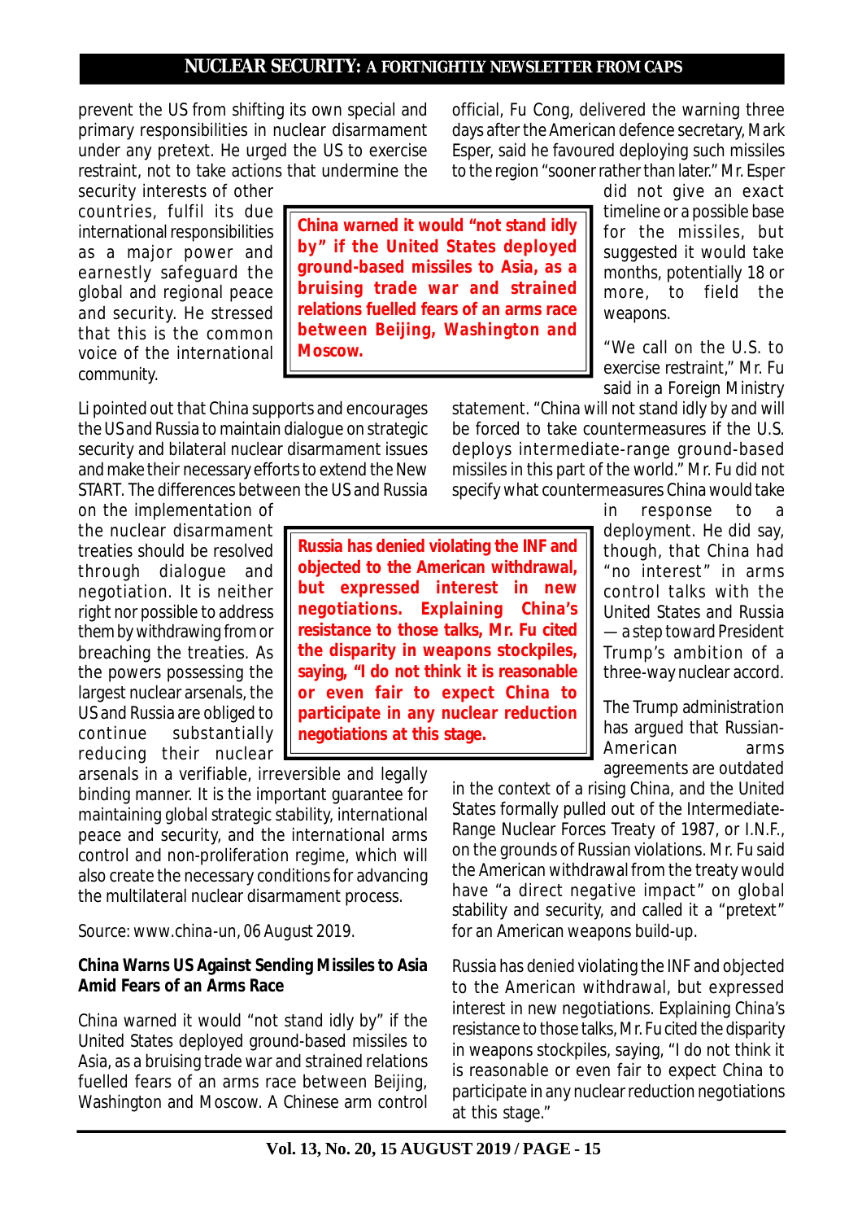prevent the US from shifting its own special and primary responsibilities in nuclear disarmament under any pretext. He urged the US to exercise restraint, not to take actions that undermine the security interests of other countries, fulfil its due international responsibilities as a major power and earnestly safeguard the global and regional peace and security. He stressed that this is the common voice of the international community.

Li pointed out that China supports and encourages the US and Russia to maintain dialogue on strategic security and bilateral nuclear disarmament issues and make their necessary efforts to extend the New START. The differences between the US and Russia on the implementation of the nuclear disarmament treaties should be resolved through dialogue and negotiation. It is neither right nor possible to address them by withdrawing from or breaching the treaties. As the powers possessing the largest nuclear arsenals, the US and Russia are obliged to continue substantially reducing their nuclear arsenals in a verifiable, irreversible and legally binding manner. It is the important guarantee for maintaining global strategic stability, international peace and security, and the international arms control and non-proliferation regime, which will also create the necessary conditions for advancing the multilateral nuclear disarmament process.

Source: www.china-un, 06 August 2019.

**China Warns US Against Sending Missiles to Asia Amid Fears of an Arms Race**

China warned it would "not stand idly by" if the United States deployed ground-based missiles to Asia, as a bruising trade war and strained relations fuelled fears of an arms race between Beijing, Washington and Moscow. A Chinese arm control official, Fu Cong, delivered the warning three days after the American defence secretary, Mark Esper, said he favoured deploying such missiles to the region "sooner rather than later." Mr. Esper did not give an exact timeline or a possible base for the missiles, but suggested it would take months, potentially 18 or more, to field the weapons.

"We call on the U.S. to exercise restraint," Mr. Fu said in a Foreign Ministry statement. "China will not stand idly by and will be forced to take countermeasures if the U.S. deploys intermediate-range ground-based missiles in this part of the world." Mr. Fu did not specify what countermeasures China would take in response to a deployment. He did say, though, that China had "no interest" in arms control talks with the United States and Russia — a step toward President Trump's ambition of a three-way nuclear accord.

The Trump administration has argued that Russian-American arms agreements are outdated in the context of a rising China, and the United States formally pulled out of the Intermediate-Range Nuclear Forces Treaty of 1987, or I.N.F., on the grounds of Russian violations. Mr. Fu said the American withdrawal from the treaty would have "a direct negative impact" on global stability and security, and called it a "pretext" for an American weapons build-up.

Russia has denied violating the INF and objected to the American withdrawal, but expressed interest in new negotiations. Explaining China's resistance to those talks, Mr. Fu cited the disparity in weapons stockpiles, saying, "I do not think it is reasonable or even fair to expect China to participate in any nuclear reduction negotiations at this stage."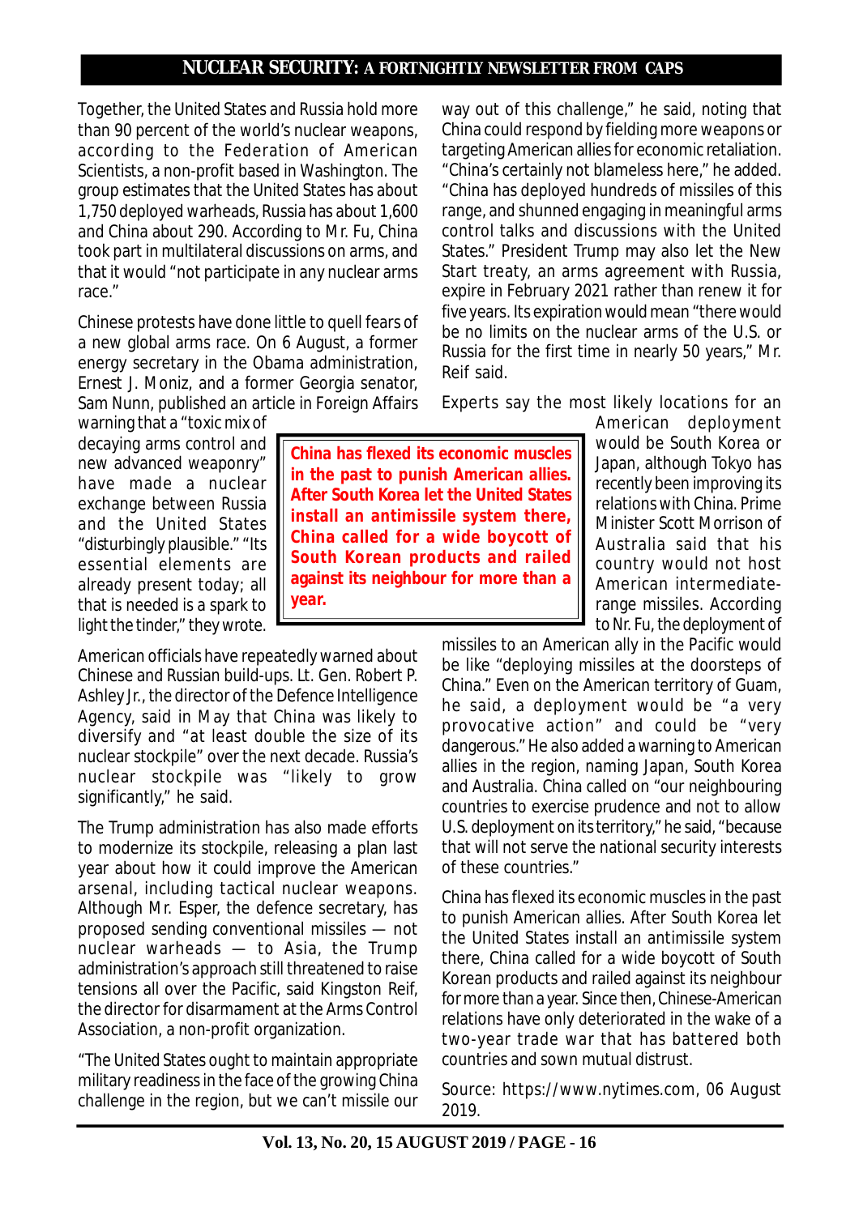Together, the United States and Russia hold more than 90 percent of the world's nuclear weapons, according to the Federation of American Scientists, a non-profit based in Washington. The group estimates that the United States has about 1,750 deployed warheads, Russia has about 1,600 and China about 290. According to Mr. Fu, China took part in multilateral discussions on arms, and that it would "not participate in any nuclear arms race."

Chinese protests have done little to quell fears of a new global arms race. On 6 August, a former energy secretary in the Obama administration, Ernest J. Moniz, and a former Georgia senator, Sam Nunn, published an article in Foreign Affairs warning that a "toxic mix of decaying arms control and new advanced weaponry" have made a nuclear exchange between Russia and the United States "disturbingly plausible." "Its essential elements are already present today; all that is needed is a spark to light the tinder," they wrote.

> **China has flexed its economic muscles in the past to punish American allies. After South Korea let the United States install an antimissile system there, China called for a wide boycott of South Korean products and railed against its neighbour for more than a year.**

American officials have repeatedly warned about Chinese and Russian build-ups. Lt. Gen. Robert P. Ashley Jr., the director of the Defence Intelligence Agency, said in May that China was likely to diversify and "at least double the size of its nuclear stockpile" over the next decade. Russia's nuclear stockpile was "likely to grow significantly," he said.

The Trump administration has also made efforts to modernize its stockpile, releasing a plan last year about how it could improve the American arsenal, including tactical nuclear weapons. Although Mr. Esper, the defence secretary, has proposed sending conventional missiles — not nuclear warheads — to Asia, the Trump administration's approach still threatened to raise tensions all over the Pacific, said Kingston Reif, the director for disarmament at the Arms Control Association, a non-profit organization.

"The United States ought to maintain appropriate military readiness in the face of the growing China challenge in the region, but we can't missile our way out of this challenge," he said, noting that China could respond by fielding more weapons or targeting American allies for economic retaliation. "China's certainly not blameless here," he added. "China has deployed hundreds of missiles of this range, and shunned engaging in meaningful arms control talks and discussions with the United States." President Trump may also let the New Start treaty, an arms agreement with Russia, expire in February 2021 rather than renew it for five years. Its expiration would mean "there would be no limits on the nuclear arms of the U.S. or Russia for the first time in nearly 50 years," Mr. Reif said.

Experts say the most likely locations for an American deployment would be South Korea or Japan, although Tokyo has recently been improving its relations with China. Prime Minister Scott Morrison of Australia said that his country would not host American intermediate-range missiles. According to Nr. Fu, the deployment of missiles to an American ally in the Pacific would be like "deploying missiles at the doorsteps of China." Even on the American territory of Guam, he said, a deployment would be "a very provocative action" and could be "very dangerous." He also added a warning to American allies in the region, naming Japan, South Korea and Australia. China called on "our neighbouring countries to exercise prudence and not to allow U.S. deployment on its territory," he said, "because that will not serve the national security interests of these countries."

China has flexed its economic muscles in the past to punish American allies. After South Korea let the United States install an antimissile system there, China called for a wide boycott of South Korean products and railed against its neighbour for more than a year. Since then, Chinese-American relations have only deteriorated in the wake of a two-year trade war that has battered both countries and sown mutual distrust.

Source: https://www.nytimes.com, 06 August 2019.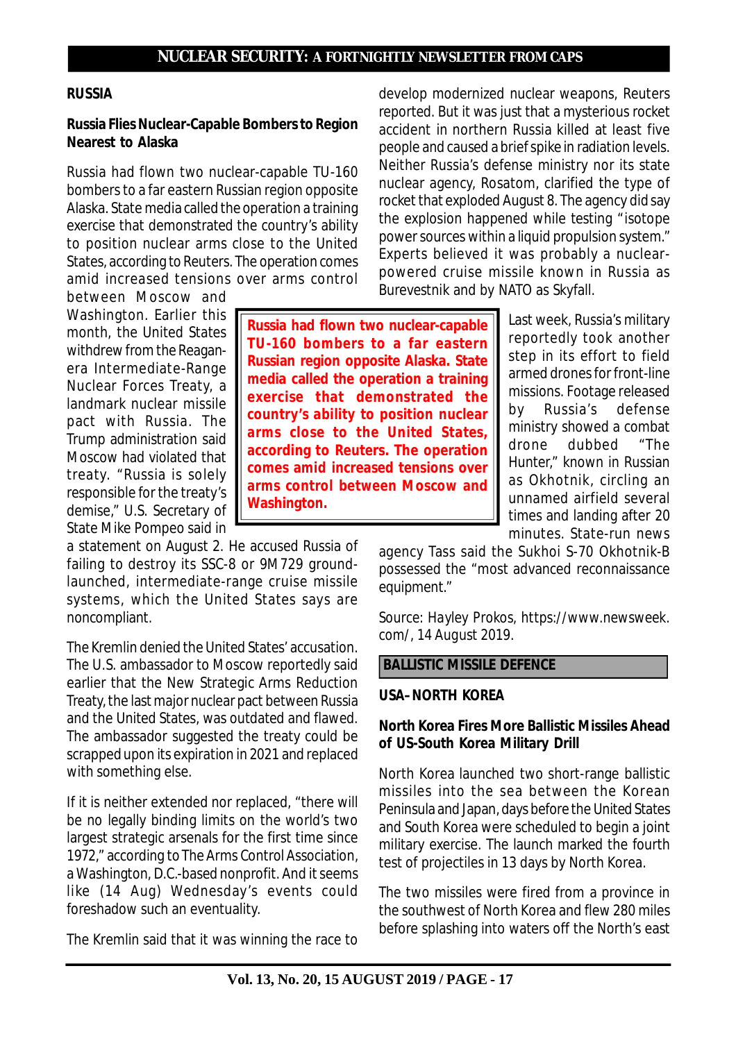## RUSSIA

### Russia Flies Nuclear-Capable Bombers to Region Nearest to Alaska

Russia had flown two nuclear-capable TU-160 bombers to a far eastern Russian region opposite Alaska. State media called the operation a training exercise that demonstrated the country's ability to position nuclear arms close to the United States, according to Reuters. The operation comes amid increased tensions over arms control between Moscow and Washington. Earlier this month, the United States withdrew from the Reagan-era Intermediate-Range Nuclear Forces Treaty, a landmark nuclear missile pact with Russia. The Trump administration said Moscow had violated that treaty. "Russia is solely responsible for the treaty's demise," U.S. Secretary of State Mike Pompeo said in a statement on August 2. He accused Russia of failing to destroy its SSC-8 or 9M729 ground-launched, intermediate-range cruise missile systems, which the United States says are noncompliant.

> **Russia had flown two nuclear-capable TU-160 bombers to a far eastern Russian region opposite Alaska. State media called the operation a training exercise that demonstrated the country's ability to position nuclear arms close to the United States, according to Reuters. The operation comes amid increased tensions over arms control between Moscow and Washington.**

The Kremlin denied the United States' accusation. The U.S. ambassador to Moscow reportedly said earlier that the New Strategic Arms Reduction Treaty, the last major nuclear pact between Russia and the United States, was outdated and flawed. The ambassador suggested the treaty could be scrapped upon its expiration in 2021 and replaced with something else.

If it is neither extended nor replaced, "there will be no legally binding limits on the world's two largest strategic arsenals for the first time since 1972," according to The Arms Control Association, a Washington, D.C.-based nonprofit. And it seems like (14 Aug) Wednesday's events could foreshadow such an eventuality.

The Kremlin said that it was winning the race to develop modernized nuclear weapons, Reuters reported. But it was just that a mysterious rocket accident in northern Russia killed at least five people and caused a brief spike in radiation levels. Neither Russia's defense ministry nor its state nuclear agency, Rosatom, clarified the type of rocket that exploded August 8. The agency did say the explosion happened while testing "isotope power sources within a liquid propulsion system." Experts believed it was probably a nuclear-powered cruise missile known in Russia as Burevestnik and by NATO as Skyfall.

Last week, Russia's military reportedly took another step in its effort to field armed drones for front-line missions. Footage released by Russia's defense ministry showed a combat drone dubbed "The Hunter," known in Russian as Okhotnik, circling an unnamed airfield several times and landing after 20 minutes. State-run news agency Tass said the Sukhoi S-70 Okhotnik-B possessed the "most advanced reconnaissance equipment."

*Source: Hayley Prokos, https://www.newsweek.com/, 14 August 2019.*

## BALLISTIC MISSILE DEFENCE

## USA–NORTH KOREA

### North Korea Fires More Ballistic Missiles Ahead of US-South Korea Military Drill

North Korea launched two short-range ballistic missiles into the sea between the Korean Peninsula and Japan, days before the United States and South Korea were scheduled to begin a joint military exercise. The launch marked the fourth test of projectiles in 13 days by North Korea.

The two missiles were fired from a province in the southwest of North Korea and flew 280 miles before splashing into waters off the North's east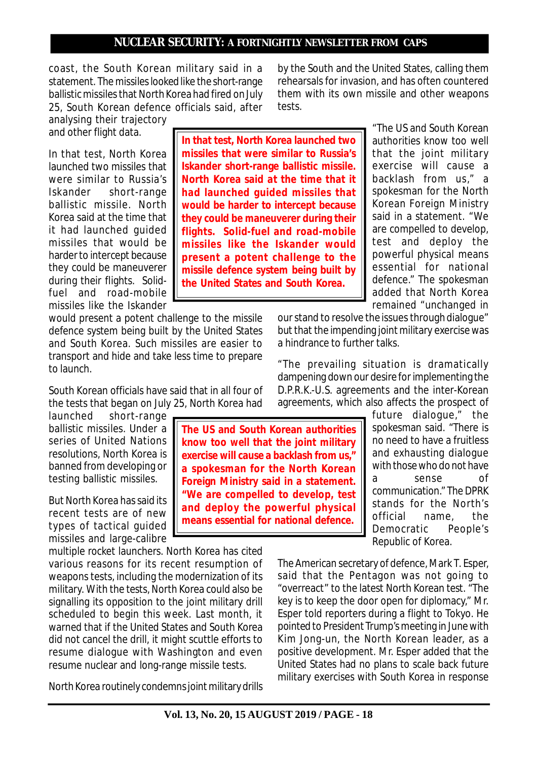coast, the South Korean military said in a statement. The missiles looked like the short-range ballistic missiles that North Korea had fired on July 25, South Korean defence officials said, after analysing their trajectory and other flight data.

In that test, North Korea launched two missiles that were similar to Russia's Iskander short-range ballistic missile. North Korea said at the time that it had launched guided missiles that would be harder to intercept because they could be maneuverer during their flights. Solid-fuel and road-mobile missiles like the Iskander would present a potent challenge to the missile defence system being built by the United States and South Korea. Such missiles are easier to transport and hide and take less time to prepare to launch.

> **In that test, North Korea launched two missiles that were similar to Russia's Iskander short-range ballistic missile. North Korea said at the time that it had launched guided missiles that would be harder to intercept because they could be maneuverer during their flights. Solid-fuel and road-mobile missiles like the Iskander would present a potent challenge to the missile defence system being built by the United States and South Korea.**

South Korean officials have said that in all four of the tests that began on July 25, North Korea had launched short-range ballistic missiles. Under a series of United Nations resolutions, North Korea is banned from developing or testing ballistic missiles.

But North Korea has said its recent tests are of new types of tactical guided missiles and large-calibre multiple rocket launchers. North Korea has cited various reasons for its recent resumption of weapons tests, including the modernization of its military. With the tests, North Korea could also be signalling its opposition to the joint military drill scheduled to begin this week. Last month, it warned that if the United States and South Korea did not cancel the drill, it might scuttle efforts to resume dialogue with Washington and even resume nuclear and long-range missile tests.

North Korea routinely condemns joint military drills by the South and the United States, calling them rehearsals for invasion, and has often countered them with its own missile and other weapons tests.

"The US and South Korean authorities know too well that the joint military exercise will cause a backlash from us," a spokesman for the North Korean Foreign Ministry said in a statement. "We are compelled to develop, test and deploy the powerful physical means essential for national defence." The spokesman added that North Korea remained "unchanged in our stand to resolve the issues through dialogue" but that the impending joint military exercise was a hindrance to further talks.

> **The US and South Korean authorities know too well that the joint military exercise will cause a backlash from us," a spokesman for the North Korean Foreign Ministry said in a statement. "We are compelled to develop, test and deploy the powerful physical means essential for national defence.**

"The prevailing situation is dramatically dampening down our desire for implementing the D.P.R.K.-U.S. agreements and the inter-Korean agreements, which also affects the prospect of future dialogue," the spokesman said. "There is no need to have a fruitless and exhausting dialogue with those who do not have a sense of communication." The DPRK stands for the North's official name, the Democratic People's Republic of Korea.

The American secretary of defence, Mark T. Esper, said that the Pentagon was not going to "overreact" to the latest North Korean test. "The key is to keep the door open for diplomacy," Mr. Esper told reporters during a flight to Tokyo. He pointed to President Trump's meeting in June with Kim Jong-un, the North Korean leader, as a positive development. Mr. Esper added that the United States had no plans to scale back future military exercises with South Korea in response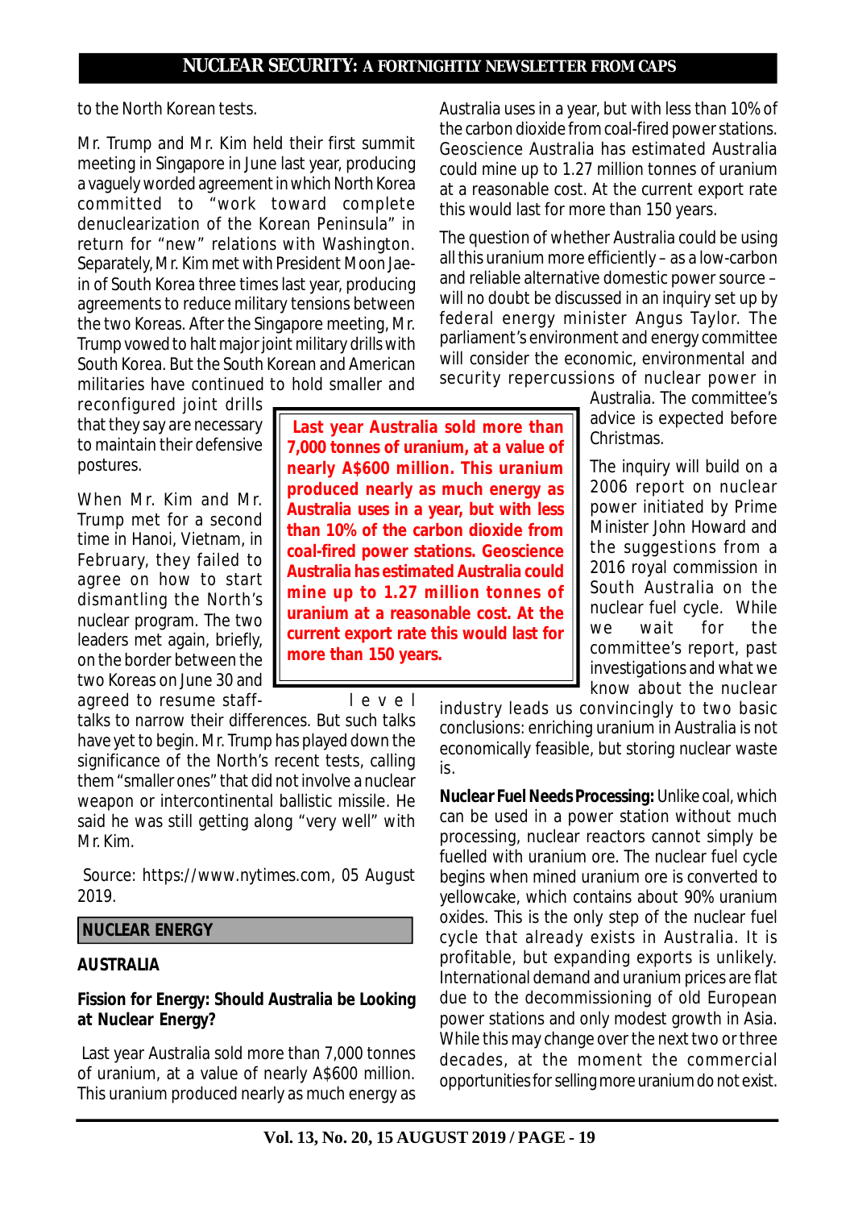to the North Korean tests.

Mr. Trump and Mr. Kim held their first summit meeting in Singapore in June last year, producing a vaguely worded agreement in which North Korea committed to "work toward complete denuclearization of the Korean Peninsula" in return for "new" relations with Washington. Separately, Mr. Kim met with President Moon Jae-in of South Korea three times last year, producing agreements to reduce military tensions between the two Koreas. After the Singapore meeting, Mr. Trump vowed to halt major joint military drills with South Korea. But the South Korean and American militaries have continued to hold smaller and reconfigured joint drills that they say are necessary to maintain their defensive postures.

When Mr. Kim and Mr. Trump met for a second time in Hanoi, Vietnam, in February, they failed to agree on how to start dismantling the North's nuclear program. The two leaders met again, briefly, on the border between the two Koreas on June 30 and agreed to resume staff-level talks to narrow their differences. But such talks have yet to begin. Mr. Trump has played down the significance of the North's recent tests, calling them "smaller ones" that did not involve a nuclear weapon or intercontinental ballistic missile. He said he was still getting along "very well" with Mr. Kim.

Source: https://www.nytimes.com, 05 August 2019.

## NUCLEAR ENERGY

### AUSTRALIA

### Fission for Energy: Should Australia be Looking at Nuclear Energy?

Last year Australia sold more than 7,000 tonnes of uranium, at a value of nearly A$600 million. This uranium produced nearly as much energy as Australia uses in a year, but with less than 10% of the carbon dioxide from coal-fired power stations. Geoscience Australia has estimated Australia could mine up to 1.27 million tonnes of uranium at a reasonable cost. At the current export rate this would last for more than 150 years.

> **Last year Australia sold more than 7,000 tonnes of uranium, at a value of nearly A$600 million. This uranium produced nearly as much energy as Australia uses in a year, but with less than 10% of the carbon dioxide from coal-fired power stations. Geoscience Australia has estimated Australia could mine up to 1.27 million tonnes of uranium at a reasonable cost. At the current export rate this would last for more than 150 years.**

The question of whether Australia could be using all this uranium more efficiently – as a low-carbon and reliable alternative domestic power source – will no doubt be discussed in an inquiry set up by federal energy minister Angus Taylor. The parliament's environment and energy committee will consider the economic, environmental and security repercussions of nuclear power in Australia. The committee's advice is expected before Christmas.

The inquiry will build on a 2006 report on nuclear power initiated by Prime Minister John Howard and the suggestions from a 2016 royal commission in South Australia on the nuclear fuel cycle. While we wait for the committee's report, past investigations and what we know about the nuclear industry leads us convincingly to two basic conclusions: enriching uranium in Australia is not economically feasible, but storing nuclear waste is.

**Nuclear Fuel Needs Processing:** Unlike coal, which can be used in a power station without much processing, nuclear reactors cannot simply be fuelled with uranium ore. The nuclear fuel cycle begins when mined uranium ore is converted to yellowcake, which contains about 90% uranium oxides. This is the only step of the nuclear fuel cycle that already exists in Australia. It is profitable, but expanding exports is unlikely. International demand and uranium prices are flat due to the decommissioning of old European power stations and only modest growth in Asia. While this may change over the next two or three decades, at the moment the commercial opportunities for selling more uranium do not exist.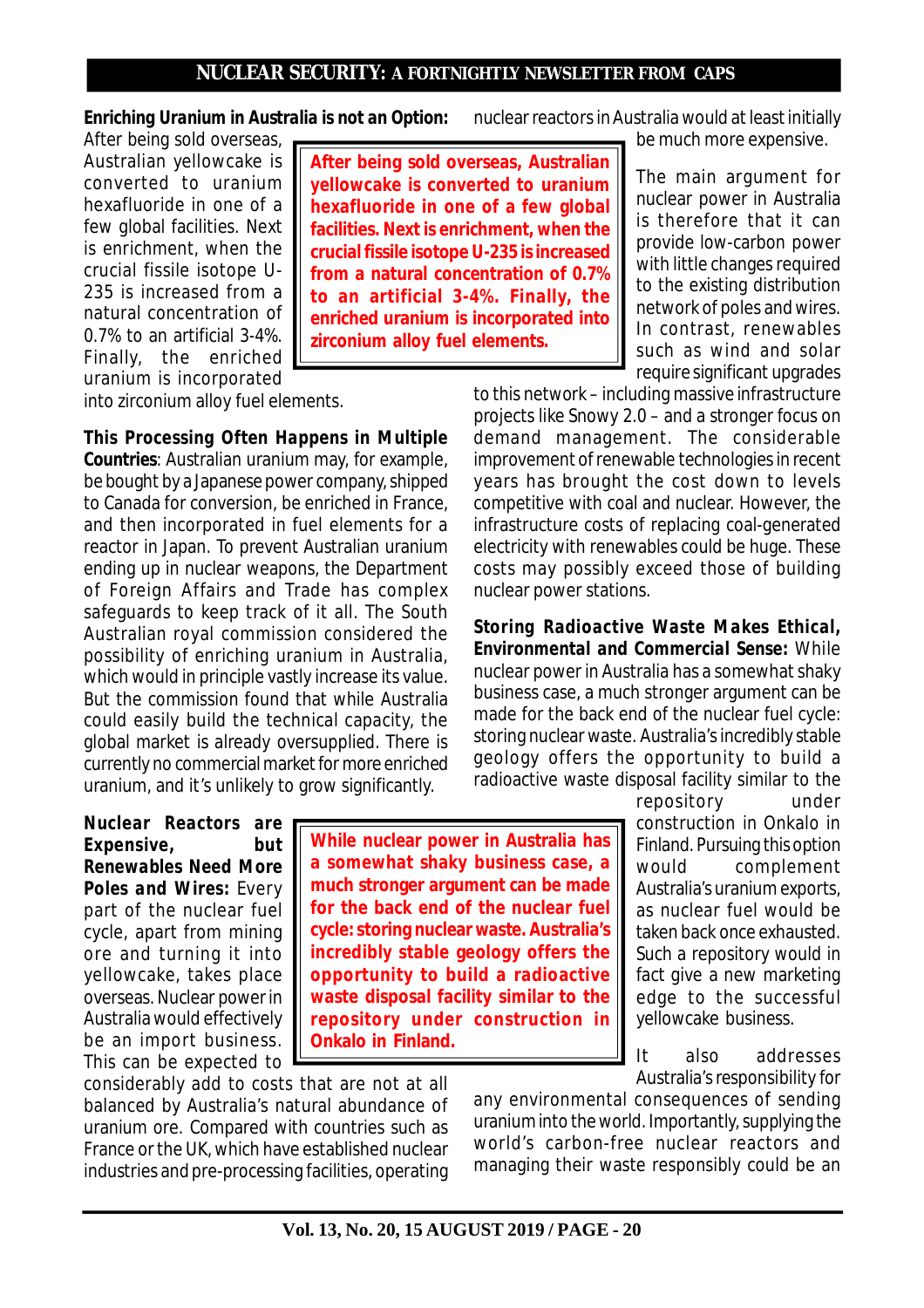**Enriching Uranium in Australia is not an Option:** After being sold overseas, Australian yellowcake is converted to uranium hexafluoride in one of a few global facilities. Next is enrichment, when the crucial fissile isotope U-235 is increased from a natural concentration of 0.7% to an artificial 3-4%. Finally, the enriched uranium is incorporated into zirconium alloy fuel elements.

> **After being sold overseas, Australian yellowcake is converted to uranium hexafluoride in one of a few global facilities. Next is enrichment, when the crucial fissile isotope U-235 is increased from a natural concentration of 0.7% to an artificial 3-4%. Finally, the enriched uranium is incorporated into zirconium alloy fuel elements.**

**This Processing Often Happens in Multiple Countries**: Australian uranium may, for example, be bought by a Japanese power company, shipped to Canada for conversion, be enriched in France, and then incorporated in fuel elements for a reactor in Japan. To prevent Australian uranium ending up in nuclear weapons, the Department of Foreign Affairs and Trade has complex safeguards to keep track of it all. The South Australian royal commission considered the possibility of enriching uranium in Australia, which would in principle vastly increase its value. But the commission found that while Australia could easily build the technical capacity, the global market is already oversupplied. There is currently no commercial market for more enriched uranium, and it's unlikely to grow significantly.

**Nuclear Reactors are Expensive, but Renewables Need More Poles and Wires:** Every part of the nuclear fuel cycle, apart from mining ore and turning it into yellowcake, takes place overseas. Nuclear power in Australia would effectively be an import business. This can be expected to considerably add to costs that are not at all balanced by Australia's natural abundance of uranium ore. Compared with countries such as France or the UK, which have established nuclear industries and pre-processing facilities, operating nuclear reactors in Australia would at least initially be much more expensive.

The main argument for nuclear power in Australia is therefore that it can provide low-carbon power with little changes required to the existing distribution network of poles and wires. In contrast, renewables such as wind and solar require significant upgrades to this network – including massive infrastructure projects like Snowy 2.0 – and a stronger focus on demand management. The considerable improvement of renewable technologies in recent years has brought the cost down to levels competitive with coal and nuclear. However, the infrastructure costs of replacing coal-generated electricity with renewables could be huge. These costs may possibly exceed those of building nuclear power stations.

**Storing Radioactive Waste Makes Ethical, Environmental and Commercial Sense:** While nuclear power in Australia has a somewhat shaky business case, a much stronger argument can be made for the back end of the nuclear fuel cycle: storing nuclear waste. Australia's incredibly stable geology offers the opportunity to build a radioactive waste disposal facility similar to the repository under construction in Onkalo in Finland. Pursuing this option would complement Australia's uranium exports, as nuclear fuel would be taken back once exhausted. Such a repository would in fact give a new marketing edge to the successful yellowcake business.

> **While nuclear power in Australia has a somewhat shaky business case, a much stronger argument can be made for the back end of the nuclear fuel cycle: storing nuclear waste. Australia's incredibly stable geology offers the opportunity to build a radioactive waste disposal facility similar to the repository under construction in Onkalo in Finland.**

It also addresses Australia's responsibility for any environmental consequences of sending uranium into the world. Importantly, supplying the world's carbon-free nuclear reactors and managing their waste responsibly could be an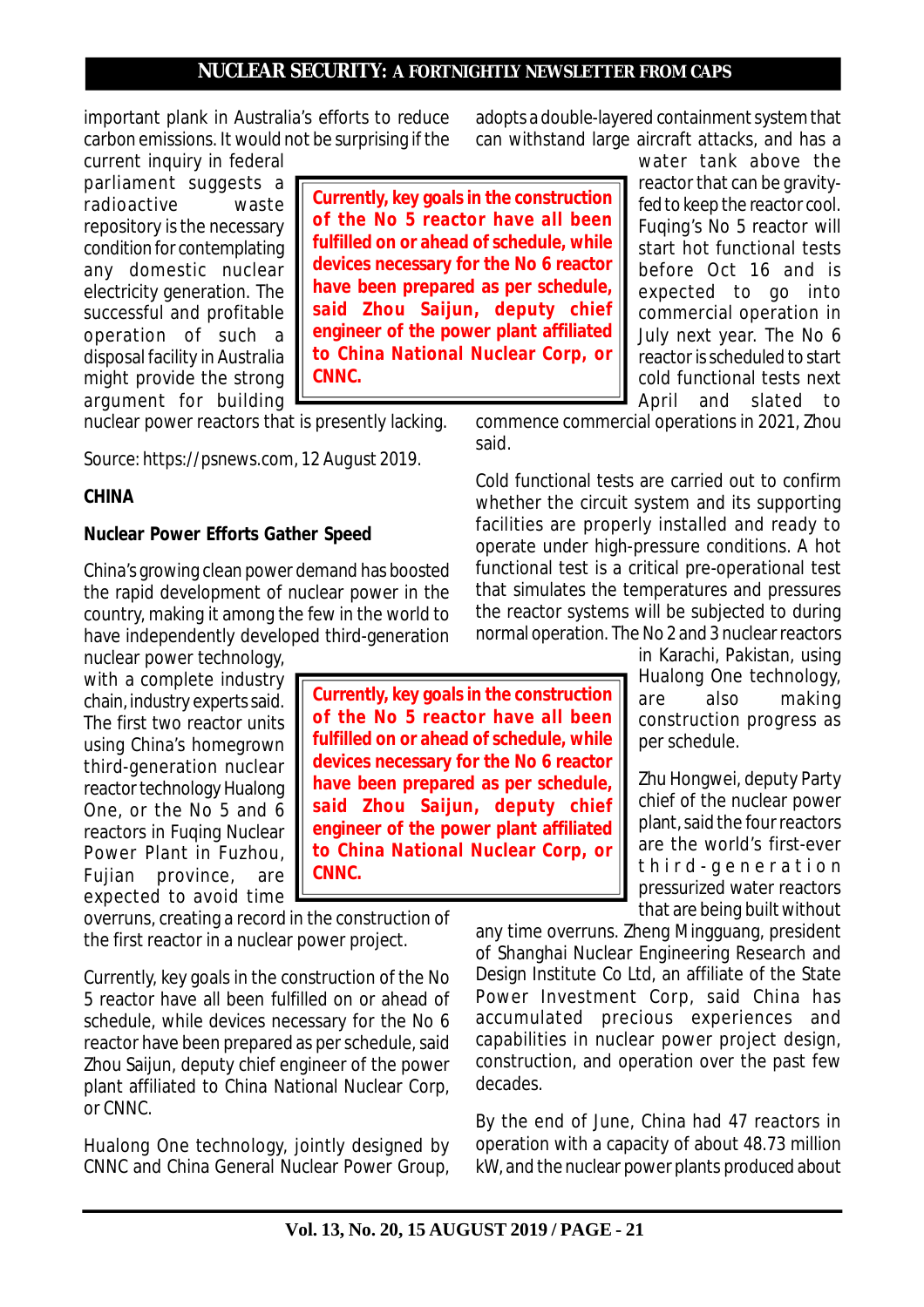important plank in Australia's efforts to reduce carbon emissions. It would not be surprising if the current inquiry in federal parliament suggests a radioactive waste repository is the necessary condition for contemplating any domestic nuclear electricity generation. The successful and profitable operation of such a disposal facility in Australia might provide the strong argument for building nuclear power reactors that is presently lacking.

Source: https://psnews.com, 12 August 2019.

**CHINA**

**Nuclear Power Efforts Gather Speed**

China's growing clean power demand has boosted the rapid development of nuclear power in the country, making it among the few in the world to have independently developed third-generation nuclear power technology, with a complete industry chain, industry experts said. The first two reactor units using China's homegrown third-generation nuclear reactor technology Hualong One, or the No 5 and 6 reactors in Fuqing Nuclear Power Plant in Fuzhou, Fujian province, are expected to avoid time overruns, creating a record in the construction of the first reactor in a nuclear power project.

> **Currently, key goals in the construction of the No 5 reactor have all been fulfilled on or ahead of schedule, while devices necessary for the No 6 reactor have been prepared as per schedule, said Zhou Saijun, deputy chief engineer of the power plant affiliated to China National Nuclear Corp, or CNNC.**

Currently, key goals in the construction of the No 5 reactor have all been fulfilled on or ahead of schedule, while devices necessary for the No 6 reactor have been prepared as per schedule, said Zhou Saijun, deputy chief engineer of the power plant affiliated to China National Nuclear Corp, or CNNC.

Hualong One technology, jointly designed by CNNC and China General Nuclear Power Group, adopts a double-layered containment system that can withstand large aircraft attacks, and has a water tank above the reactor that can be gravity-fed to keep the reactor cool. Fuqing's No 5 reactor will start hot functional tests before Oct 16 and is expected to go into commercial operation in July next year. The No 6 reactor is scheduled to start cold functional tests next April and slated to commence commercial operations in 2021, Zhou said.

Cold functional tests are carried out to confirm whether the circuit system and its supporting facilities are properly installed and ready to operate under high-pressure conditions. A hot functional test is a critical pre-operational test that simulates the temperatures and pressures the reactor systems will be subjected to during normal operation. The No 2 and 3 nuclear reactors in Karachi, Pakistan, using Hualong One technology, are also making construction progress as per schedule.

Zhu Hongwei, deputy Party chief of the nuclear power plant, said the four reactors are the world's first-ever third-generation pressurized water reactors that are being built without any time overruns. Zheng Mingguang, president of Shanghai Nuclear Engineering Research and Design Institute Co Ltd, an affiliate of the State Power Investment Corp, said China has accumulated precious experiences and capabilities in nuclear power project design, construction, and operation over the past few decades.

By the end of June, China had 47 reactors in operation with a capacity of about 48.73 million kW, and the nuclear power plants produced about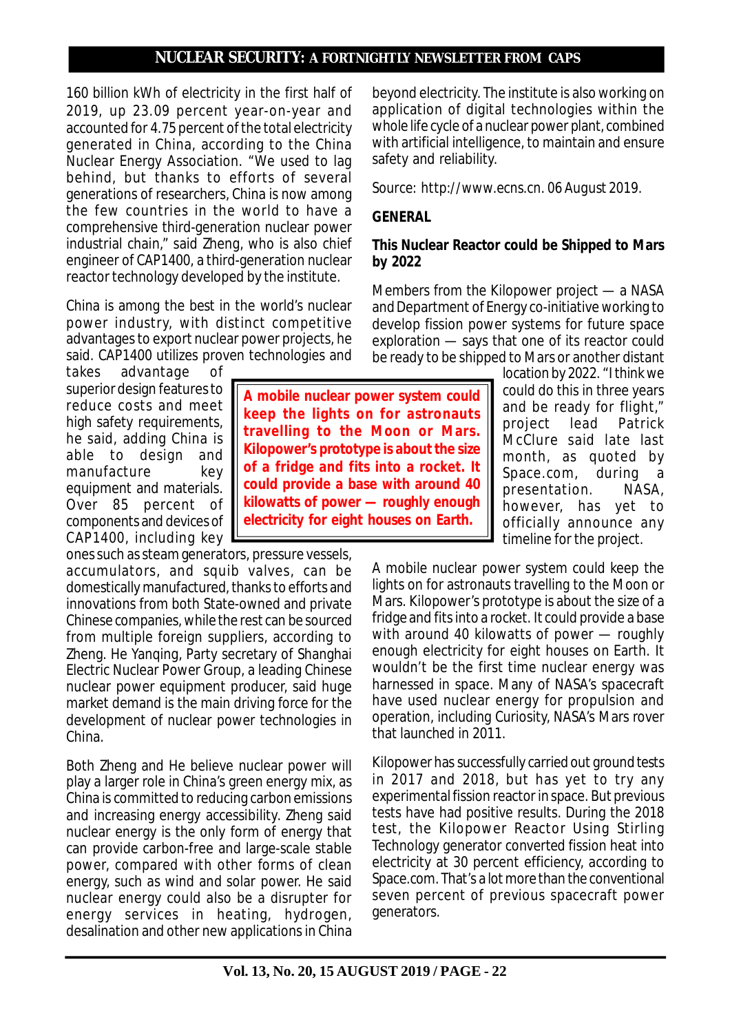160 billion kWh of electricity in the first half of 2019, up 23.09 percent year-on-year and accounted for 4.75 percent of the total electricity generated in China, according to the China Nuclear Energy Association. "We used to lag behind, but thanks to efforts of several generations of researchers, China is now among the few countries in the world to have a comprehensive third-generation nuclear power industrial chain," said Zheng, who is also chief engineer of CAP1400, a third-generation nuclear reactor technology developed by the institute.

China is among the best in the world's nuclear power industry, with distinct competitive advantages to export nuclear power projects, he said. CAP1400 utilizes proven technologies and takes advantage of superior design features to reduce costs and meet high safety requirements, he said, adding China is able to design and manufacture key equipment and materials. Over 85 percent of components and devices of CAP1400, including key ones such as steam generators, pressure vessels, accumulators, and squib valves, can be domestically manufactured, thanks to efforts and innovations from both State-owned and private Chinese companies, while the rest can be sourced from multiple foreign suppliers, according to Zheng. He Yanqing, Party secretary of Shanghai Electric Nuclear Power Group, a leading Chinese nuclear power equipment producer, said huge market demand is the main driving force for the development of nuclear power technologies in China.

Both Zheng and He believe nuclear power will play a larger role in China's green energy mix, as China is committed to reducing carbon emissions and increasing energy accessibility. Zheng said nuclear energy is the only form of energy that can provide carbon-free and large-scale stable power, compared with other forms of clean energy, such as wind and solar power. He said nuclear energy could also be a disrupter for energy services in heating, hydrogen, desalination and other new applications in China beyond electricity. The institute is also working on application of digital technologies within the whole life cycle of a nuclear power plant, combined with artificial intelligence, to maintain and ensure safety and reliability.

Source: http://www.ecns.cn. 06 August 2019.

**GENERAL**

**This Nuclear Reactor could be Shipped to Mars by 2022**

Members from the Kilopower project — a NASA and Department of Energy co-initiative working to develop fission power systems for future space exploration — says that one of its reactor could be ready to be shipped to Mars or another distant location by 2022. "I think we could do this in three years and be ready for flight," project lead Patrick McClure said late last month, as quoted by Space.com, during a presentation. NASA, however, has yet to officially announce any timeline for the project.

> **A mobile nuclear power system could keep the lights on for astronauts travelling to the Moon or Mars. Kilopower's prototype is about the size of a fridge and fits into a rocket. It could provide a base with around 40 kilowatts of power — roughly enough electricity for eight houses on Earth.**

A mobile nuclear power system could keep the lights on for astronauts travelling to the Moon or Mars. Kilopower's prototype is about the size of a fridge and fits into a rocket. It could provide a base with around 40 kilowatts of power — roughly enough electricity for eight houses on Earth. It wouldn't be the first time nuclear energy was harnessed in space. Many of NASA's spacecraft have used nuclear energy for propulsion and operation, including Curiosity, NASA's Mars rover that launched in 2011.

Kilopower has successfully carried out ground tests in 2017 and 2018, but has yet to try any experimental fission reactor in space. But previous tests have had positive results. During the 2018 test, the Kilopower Reactor Using Stirling Technology generator converted fission heat into electricity at 30 percent efficiency, according to Space.com. That's a lot more than the conventional seven percent of previous spacecraft power generators.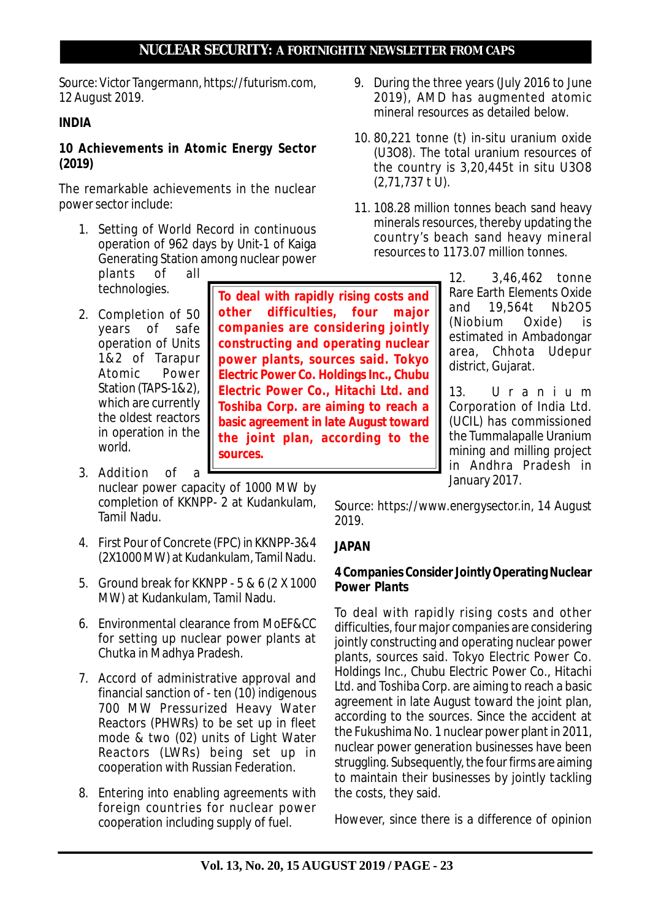Source: Victor Tangermann, https://futurism.com, 12 August 2019.

**INDIA**

**10 Achievements in Atomic Energy Sector (2019)**

The remarkable achievements in the nuclear power sector include:

1. Setting of World Record in continuous operation of 962 days by Unit-1 of Kaiga Generating Station among nuclear power plants of all technologies.
2. Completion of 50 years of safe operation of Units 1&2 of Tarapur Atomic Power Station (TAPS-1&2), which are currently the oldest reactors in operation in the world.
3. Addition of a nuclear power capacity of 1000 MW by completion of KKNPP- 2 at Kudankulam, Tamil Nadu.
4. First Pour of Concrete (FPC) in KKNPP-3&4 (2X1000 MW) at Kudankulam, Tamil Nadu.
5. Ground break for KKNPP - 5 & 6 (2 X 1000 MW) at Kudankulam, Tamil Nadu.
6. Environmental clearance from MoEF&CC for setting up nuclear power plants at Chutka in Madhya Pradesh.
7. Accord of administrative approval and financial sanction of - ten (10) indigenous 700 MW Pressurized Heavy Water Reactors (PHWRs) to be set up in fleet mode & two (02) units of Light Water Reactors (LWRs) being set up in cooperation with Russian Federation.
8. Entering into enabling agreements with foreign countries for nuclear power cooperation including supply of fuel.
9. During the three years (July 2016 to June 2019), AMD has augmented atomic mineral resources as detailed below.
10. 80,221 tonne (t) in-situ uranium oxide ($U_3O_8$). The total uranium resources of the country is 3,20,445t in situ $U_3O_8$ (2,71,737 t U).
11. 108.28 million tonnes beach sand heavy minerals resources, thereby updating the country's beach sand heavy mineral resources to 1173.07 million tonnes.
12. 3,46,462 tonne Rare Earth Elements Oxide and 19,564t $Nb_2O_5$ (Niobium Oxide) is estimated in Ambadongar area, Chhota Udepur district, Gujarat.
13. Uranium Corporation of India Ltd. (UCIL) has commissioned the Tummalapalle Uranium mining and milling project in Andhra Pradesh in January 2017.

Source: https://www.energysector.in, 14 August 2019.

> **To deal with rapidly rising costs and other difficulties, four major companies are considering jointly constructing and operating nuclear power plants, sources said. Tokyo Electric Power Co. Holdings Inc., Chubu Electric Power Co., Hitachi Ltd. and Toshiba Corp. are aiming to reach a basic agreement in late August toward the joint plan, according to the sources.**

**JAPAN**

**4 Companies Consider Jointly Operating Nuclear Power Plants**

To deal with rapidly rising costs and other difficulties, four major companies are considering jointly constructing and operating nuclear power plants, sources said. Tokyo Electric Power Co. Holdings Inc., Chubu Electric Power Co., Hitachi Ltd. and Toshiba Corp. are aiming to reach a basic agreement in late August toward the joint plan, according to the sources. Since the accident at the Fukushima No. 1 nuclear power plant in 2011, nuclear power generation businesses have been struggling. Subsequently, the four firms are aiming to maintain their businesses by jointly tackling the costs, they said.

However, since there is a difference of opinion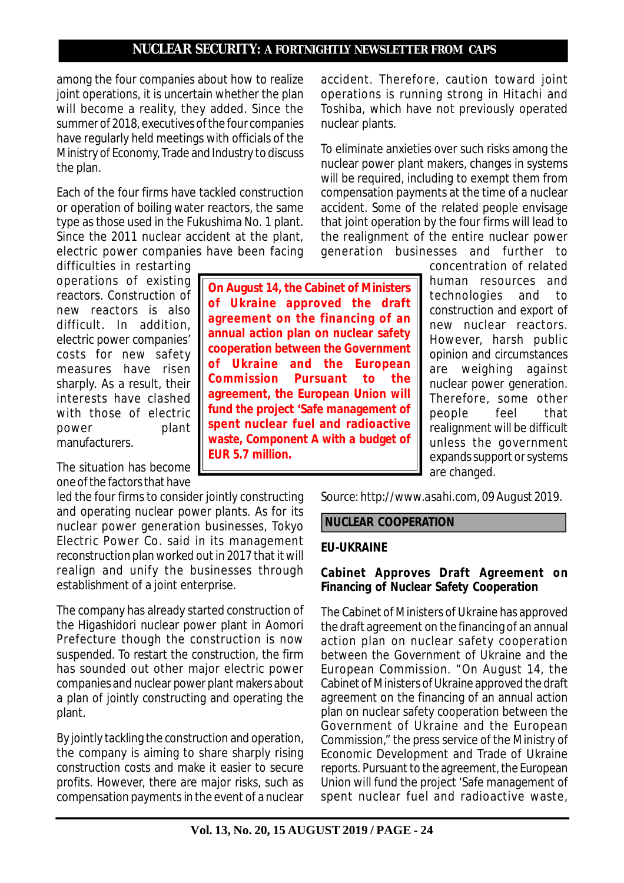among the four companies about how to realize joint operations, it is uncertain whether the plan will become a reality, they added. Since the summer of 2018, executives of the four companies have regularly held meetings with officials of the Ministry of Economy, Trade and Industry to discuss the plan.

Each of the four firms have tackled construction or operation of boiling water reactors, the same type as those used in the Fukushima No. 1 plant. Since the 2011 nuclear accident at the plant, electric power companies have been facing difficulties in restarting operations of existing reactors. Construction of new reactors is also difficult. In addition, electric power companies' costs for new safety measures have risen sharply. As a result, their interests have clashed with those of electric power plant manufacturers.

The situation has become one of the factors that have led the four firms to consider jointly constructing and operating nuclear power plants. As for its nuclear power generation businesses, Tokyo Electric Power Co. said in its management reconstruction plan worked out in 2017 that it will realign and unify the businesses through establishment of a joint enterprise.

The company has already started construction of the Higashidori nuclear power plant in Aomori Prefecture though the construction is now suspended. To restart the construction, the firm has sounded out other major electric power companies and nuclear power plant makers about a plan of jointly constructing and operating the plant.

By jointly tackling the construction and operation, the company is aiming to share sharply rising construction costs and make it easier to secure profits. However, there are major risks, such as compensation payments in the event of a nuclear accident. Therefore, caution toward joint operations is running strong in Hitachi and Toshiba, which have not previously operated nuclear plants.

To eliminate anxieties over such risks among the nuclear power plant makers, changes in systems will be required, including to exempt them from compensation payments at the time of a nuclear accident. Some of the related people envisage that joint operation by the four firms will lead to the realignment of the entire nuclear power generation businesses and further to concentration of related human resources and technologies and to construction and export of new nuclear reactors. However, harsh public opinion and circumstances are weighing against nuclear power generation. Therefore, some other people feel that realignment will be difficult unless the government expands support or systems are changed.

Source: http://www.asahi.com, 09 August 2019.

> **On August 14, the Cabinet of Ministers of Ukraine approved the draft agreement on the financing of an annual action plan on nuclear safety cooperation between the Government of Ukraine and the European Commission Pursuant to the agreement, the European Union will fund the project 'Safe management of spent nuclear fuel and radioactive waste, Component A with a budget of EUR 5.7 million.**

## NUCLEAR COOPERATION

### EU-UKRAINE

### Cabinet Approves Draft Agreement on Financing of Nuclear Safety Cooperation

The Cabinet of Ministers of Ukraine has approved the draft agreement on the financing of an annual action plan on nuclear safety cooperation between the Government of Ukraine and the European Commission. "On August 14, the Cabinet of Ministers of Ukraine approved the draft agreement on the financing of an annual action plan on nuclear safety cooperation between the Government of Ukraine and the European Commission," the press service of the Ministry of Economic Development and Trade of Ukraine reports. Pursuant to the agreement, the European Union will fund the project 'Safe management of spent nuclear fuel and radioactive waste,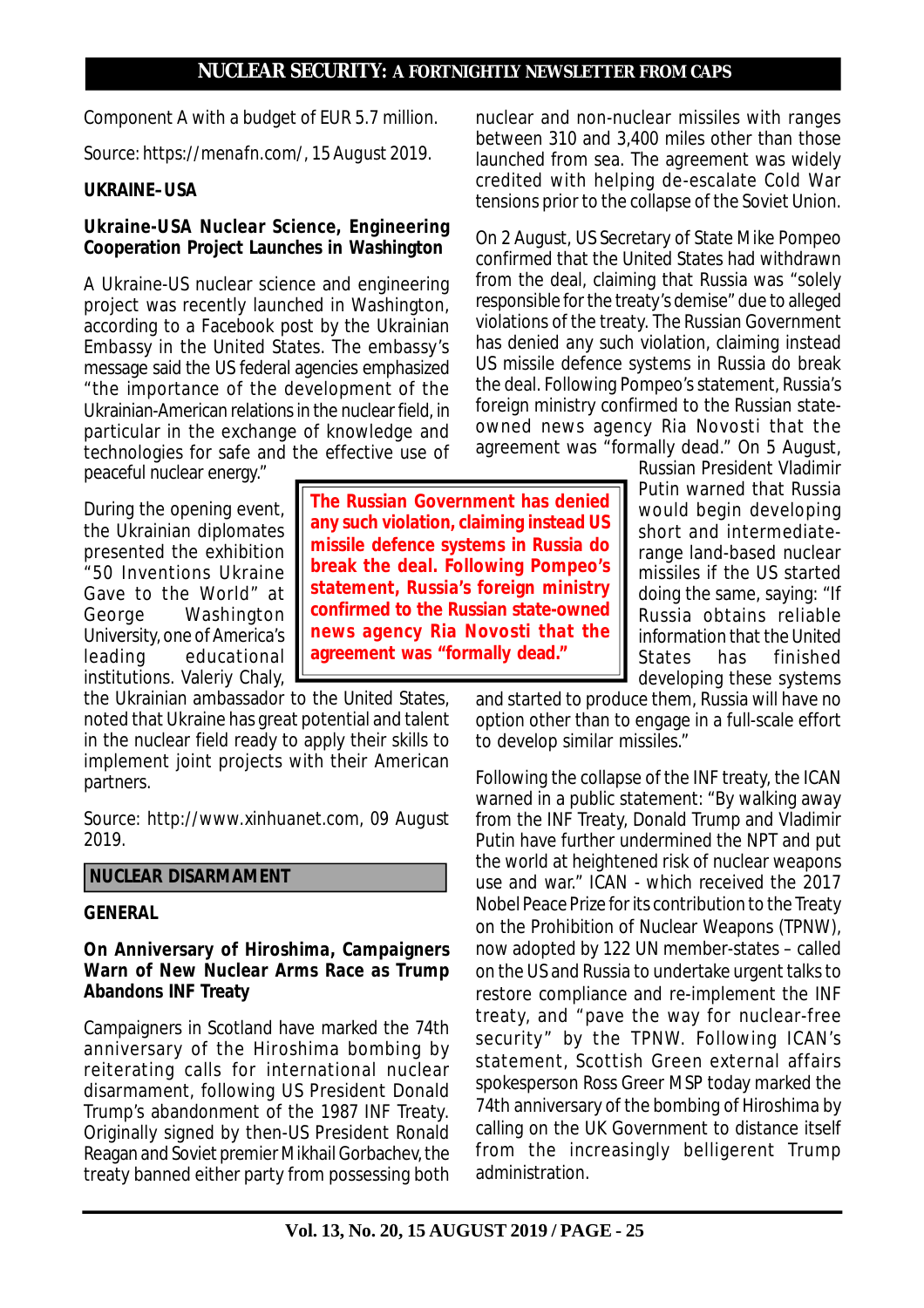Component A with a budget of EUR 5.7 million.

Source: https://menafn.com/, 15 August 2019.

**UKRAINE–USA**

**Ukraine-USA Nuclear Science, Engineering Cooperation Project Launches in Washington**

A Ukraine-US nuclear science and engineering project was recently launched in Washington, according to a Facebook post by the Ukrainian Embassy in the United States. The embassy's message said the US federal agencies emphasized "the importance of the development of the Ukrainian-American relations in the nuclear field, in particular in the exchange of knowledge and technologies for safe and the effective use of peaceful nuclear energy."

During the opening event, the Ukrainian diplomats presented the exhibition "50 Inventions Ukraine Gave to the World" at George Washington University, one of America's leading educational institutions. Valeriy Chaly, the Ukrainian ambassador to the United States, noted that Ukraine has great potential and talent in the nuclear field ready to apply their skills to implement joint projects with their American partners.

Source: http://www.xinhuanet.com, 09 August 2019.

## NUCLEAR DISARMAMENT

**GENERAL**

**On Anniversary of Hiroshima, Campaigners Warn of New Nuclear Arms Race as Trump Abandons INF Treaty**

Campaigners in Scotland have marked the 74th anniversary of the Hiroshima bombing by reiterating calls for international nuclear disarmament, following US President Donald Trump's abandonment of the 1987 INF Treaty. Originally signed by then-US President Ronald Reagan and Soviet premier Mikhail Gorbachev, the treaty banned either party from possessing both nuclear and non-nuclear missiles with ranges between 310 and 3,400 miles other than those launched from sea. The agreement was widely credited with helping de-escalate Cold War tensions prior to the collapse of the Soviet Union.

On 2 August, US Secretary of State Mike Pompeo confirmed that the United States had withdrawn from the deal, claiming that Russia was "solely responsible for the treaty's demise" due to alleged violations of the treaty. The Russian Government has denied any such violation, claiming instead US missile defence systems in Russia do break the deal. Following Pompeo's statement, Russia's foreign ministry confirmed to the Russian state-owned news agency Ria Novosti that the agreement was "formally dead." On 5 August, Russian President Vladimir Putin warned that Russia would begin developing short and intermediate-range land-based nuclear missiles if the US started doing the same, saying: "If Russia obtains reliable information that the United States has finished developing these systems and started to produce them, Russia will have no option other than to engage in a full-scale effort to develop similar missiles."

> **The Russian Government has denied any such violation, claiming instead US missile defence systems in Russia do break the deal. Following Pompeo's statement, Russia's foreign ministry confirmed to the Russian state-owned news agency Ria Novosti that the agreement was "formally dead."**

Following the collapse of the INF treaty, the ICAN warned in a public statement: "By walking away from the INF Treaty, Donald Trump and Vladimir Putin have further undermined the NPT and put the world at heightened risk of nuclear weapons use and war." ICAN - which received the 2017 Nobel Peace Prize for its contribution to the Treaty on the Prohibition of Nuclear Weapons (TPNW), now adopted by 122 UN member-states – called on the US and Russia to undertake urgent talks to restore compliance and re-implement the INF treaty, and "pave the way for nuclear-free security" by the TPNW. Following ICAN's statement, Scottish Green external affairs spokesperson Ross Greer MSP today marked the 74th anniversary of the bombing of Hiroshima by calling on the UK Government to distance itself from the increasingly belligerent Trump administration.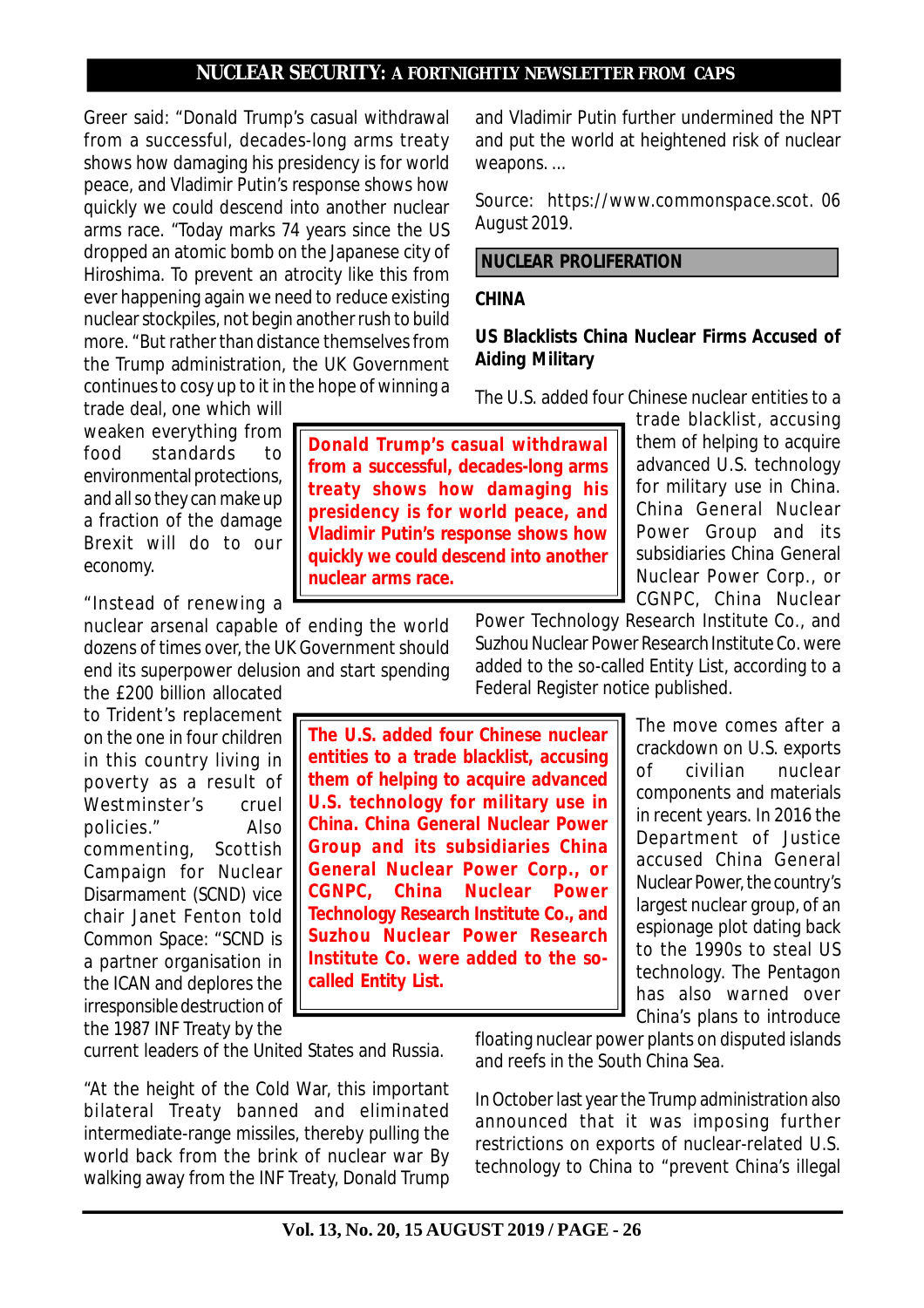Greer said: "Donald Trump's casual withdrawal from a successful, decades-long arms treaty shows how damaging his presidency is for world peace, and Vladimir Putin's response shows how quickly we could descend into another nuclear arms race. "Today marks 74 years since the US dropped an atomic bomb on the Japanese city of Hiroshima. To prevent an atrocity like this from ever happening again we need to reduce existing nuclear stockpiles, not begin another rush to build more. "But rather than distance themselves from the Trump administration, the UK Government continues to cosy up to it in the hope of winning a trade deal, one which will weaken everything from food standards to environmental protections, and all so they can make up a fraction of the damage Brexit will do to our economy.

"Instead of renewing a nuclear arsenal capable of ending the world dozens of times over, the UK Government should end its superpower delusion and start spending the £200 billion allocated to Trident's replacement on the one in four children in this country living in poverty as a result of Westminster's cruel policies." Also commenting, Scottish Campaign for Nuclear Disarmament (SCND) vice chair Janet Fenton told Common Space: "SCND is a partner organisation in the ICAN and deplores the irresponsible destruction of the 1987 INF Treaty by the current leaders of the United States and Russia.

"At the height of the Cold War, this important bilateral Treaty banned and eliminated intermediate-range missiles, thereby pulling the world back from the brink of nuclear war By walking away from the INF Treaty, Donald Trump and Vladimir Putin further undermined the NPT and put the world at heightened risk of nuclear weapons. ...

**Donald Trump's casual withdrawal from a successful, decades-long arms treaty shows how damaging his presidency is for world peace, and Vladimir Putin's response shows how quickly we could descend into another nuclear arms race.**

Source: https://www.commonspace.scot. 06 August 2019.

## NUCLEAR PROLIFERATION

### CHINA

### US Blacklists China Nuclear Firms Accused of Aiding Military

The U.S. added four Chinese nuclear entities to a trade blacklist, accusing them of helping to acquire advanced U.S. technology for military use in China. China General Nuclear Power Group and its subsidiaries China General Nuclear Power Corp., or CGNPC, China Nuclear Power Technology Research Institute Co., and Suzhou Nuclear Power Research Institute Co. were added to the so-called Entity List, according to a Federal Register notice published.

**The U.S. added four Chinese nuclear entities to a trade blacklist, accusing them of helping to acquire advanced U.S. technology for military use in China. China General Nuclear Power Group and its subsidiaries China General Nuclear Power Corp., or CGNPC, China Nuclear Power Technology Research Institute Co., and Suzhou Nuclear Power Research Institute Co. were added to the so-called Entity List.**

The move comes after a crackdown on U.S. exports of civilian nuclear components and materials in recent years. In 2016 the Department of Justice accused China General Nuclear Power, the country's largest nuclear group, of an espionage plot dating back to the 1990s to steal US technology. The Pentagon has also warned over China's plans to introduce floating nuclear power plants on disputed islands and reefs in the South China Sea.

In October last year the Trump administration also announced that it was imposing further restrictions on exports of nuclear-related U.S. technology to China to "prevent China's illegal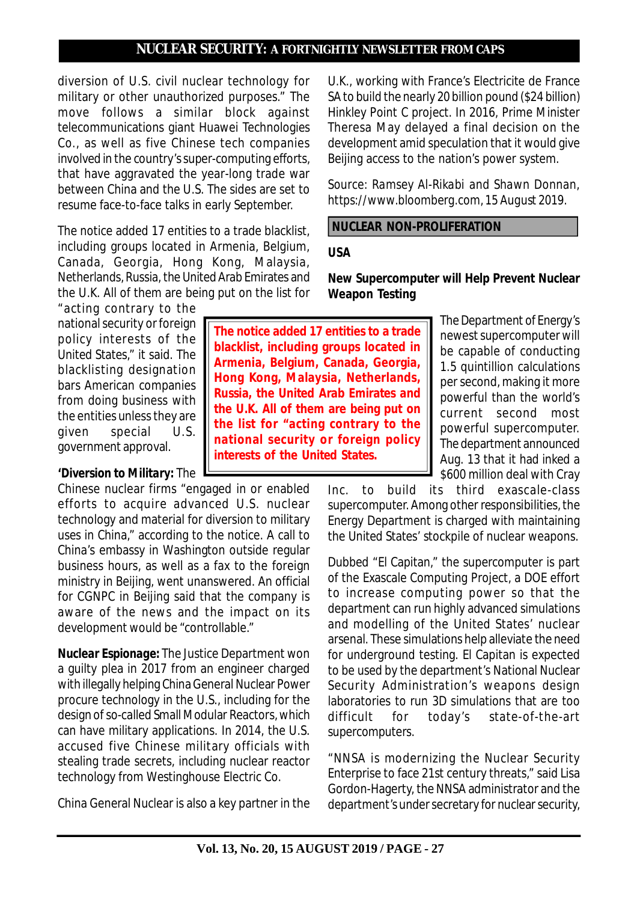diversion of U.S. civil nuclear technology for military or other unauthorized purposes." The move follows a similar block against telecommunications giant Huawei Technologies Co., as well as five Chinese tech companies involved in the country's super-computing efforts, that have aggravated the year-long trade war between China and the U.S. The sides are set to resume face-to-face talks in early September.

The notice added 17 entities to a trade blacklist, including groups located in Armenia, Belgium, Canada, Georgia, Hong Kong, Malaysia, Netherlands, Russia, the United Arab Emirates and the U.K. All of them are being put on the list for "acting contrary to the national security or foreign policy interests of the United States," it said. The blacklisting designation bars American companies from doing business with the entities unless they are given special U.S. government approval.

**The notice added 17 entities to a trade blacklist, including groups located in Armenia, Belgium, Canada, Georgia, Hong Kong, Malaysia, Netherlands, Russia, the United Arab Emirates and the U.K. All of them are being put on the list for "acting contrary to the national security or foreign policy interests of the United States.**

***'Diversion to Military:*** The Chinese nuclear firms "engaged in or enabled efforts to acquire advanced U.S. nuclear technology and material for diversion to military uses in China," according to the notice. A call to China's embassy in Washington outside regular business hours, as well as a fax to the foreign ministry in Beijing, went unanswered. An official for CGNPC in Beijing said that the company is aware of the news and the impact on its development would be "controllable."

**Nuclear Espionage:** The Justice Department won a guilty plea in 2017 from an engineer charged with illegally helping China General Nuclear Power procure technology in the U.S., including for the design of so-called Small Modular Reactors, which can have military applications. In 2014, the U.S. accused five Chinese military officials with stealing trade secrets, including nuclear reactor technology from Westinghouse Electric Co.

China General Nuclear is also a key partner in the U.K., working with France's Electricite de France SA to build the nearly 20 billion pound ($24 billion) Hinkley Point C project. In 2016, Prime Minister Theresa May delayed a final decision on the development amid speculation that it would give Beijing access to the nation's power system.

Source: Ramsey Al-Rikabi and Shawn Donnan, https://www.bloomberg.com, 15 August 2019.

## NUCLEAR NON-PROLIFERATION

### USA

### New Supercomputer will Help Prevent Nuclear Weapon Testing

The Department of Energy's newest supercomputer will be capable of conducting 1.5 quintillion calculations per second, making it more powerful than the world's current second most powerful supercomputer. The department announced Aug. 13 that it had inked a $600 million deal with Cray Inc. to build its third exascale-class supercomputer. Among other responsibilities, the Energy Department is charged with maintaining the United States' stockpile of nuclear weapons.

Dubbed "El Capitan," the supercomputer is part of the Exascale Computing Project, a DOE effort to increase computing power so that the department can run highly advanced simulations and modelling of the United States' nuclear arsenal. These simulations help alleviate the need for underground testing. El Capitan is expected to be used by the department's National Nuclear Security Administration's weapons design laboratories to run 3D simulations that are too difficult for today's state-of-the-art supercomputers.

"NNSA is modernizing the Nuclear Security Enterprise to face 21st century threats," said Lisa Gordon-Hagerty, the NNSA administrator and the department's under secretary for nuclear security,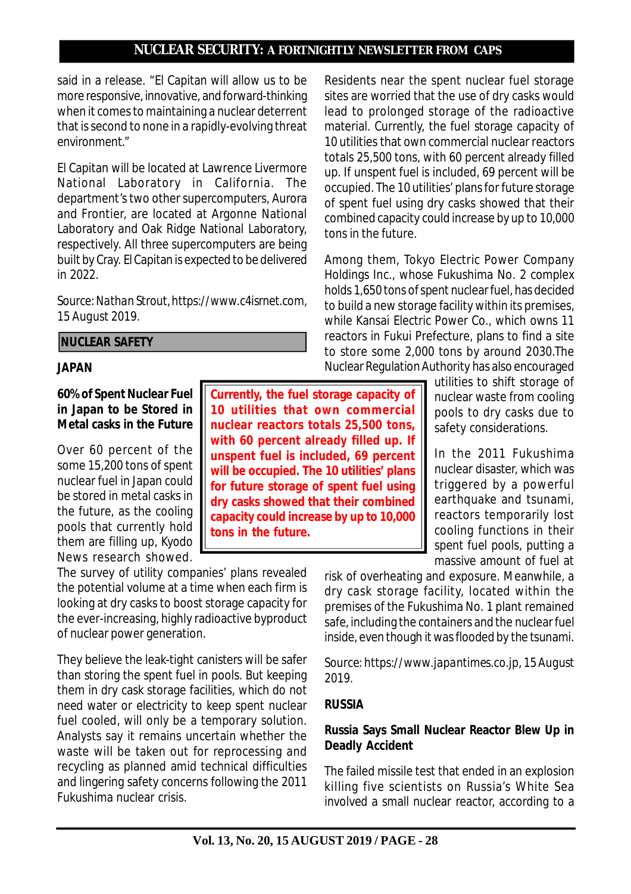said in a release. "El Capitan will allow us to be more responsive, innovative, and forward-thinking when it comes to maintaining a nuclear deterrent that is second to none in a rapidly-evolving threat environment."

El Capitan will be located at Lawrence Livermore National Laboratory in California. The department's two other supercomputers, Aurora and Frontier, are located at Argonne National Laboratory and Oak Ridge National Laboratory, respectively. All three supercomputers are being built by Cray. El Capitan is expected to be delivered in 2022.

Source: Nathan Strout, https://www.c4isrnet.com, 15 August 2019.

## NUCLEAR SAFETY

### JAPAN

#### 60% of Spent Nuclear Fuel in Japan to be Stored in Metal casks in the Future

Over 60 percent of the some 15,200 tons of spent nuclear fuel in Japan could be stored in metal casks in the future, as the cooling pools that currently hold them are filling up, Kyodo News research showed. The survey of utility companies' plans revealed the potential volume at a time when each firm is looking at dry casks to boost storage capacity for the ever-increasing, highly radioactive byproduct of nuclear power generation.

They believe the leak-tight canisters will be safer than storing the spent fuel in pools. But keeping them in dry cask storage facilities, which do not need water or electricity to keep spent nuclear fuel cooled, will only be a temporary solution. Analysts say it remains uncertain whether the waste will be taken out for reprocessing and recycling as planned amid technical difficulties and lingering safety concerns following the 2011 Fukushima nuclear crisis.

Residents near the spent nuclear fuel storage sites are worried that the use of dry casks would lead to prolonged storage of the radioactive material. Currently, the fuel storage capacity of 10 utilities that own commercial nuclear reactors totals 25,500 tons, with 60 percent already filled up. If unspent fuel is included, 69 percent will be occupied. The 10 utilities' plans for future storage of spent fuel using dry casks showed that their combined capacity could increase by up to 10,000 tons in the future.

**Currently, the fuel storage capacity of 10 utilities that own commercial nuclear reactors totals 25,500 tons, with 60 percent already filled up. If unspent fuel is included, 69 percent will be occupied. The 10 utilities' plans for future storage of spent fuel using dry casks showed that their combined capacity could increase by up to 10,000 tons in the future.**

Among them, Tokyo Electric Power Company Holdings Inc., whose Fukushima No. 2 complex holds 1,650 tons of spent nuclear fuel, has decided to build a new storage facility within its premises, while Kansai Electric Power Co., which owns 11 reactors in Fukui Prefecture, plans to find a site to store some 2,000 tons by around 2030.The Nuclear Regulation Authority has also encouraged utilities to shift storage of nuclear waste from cooling pools to dry casks due to safety considerations.

In the 2011 Fukushima nuclear disaster, which was triggered by a powerful earthquake and tsunami, reactors temporarily lost cooling functions in their spent fuel pools, putting a massive amount of fuel at risk of overheating and exposure. Meanwhile, a dry cask storage facility, located within the premises of the Fukushima No. 1 plant remained safe, including the containers and the nuclear fuel inside, even though it was flooded by the tsunami.

Source: https://www.japantimes.co.jp, 15 August 2019.

### RUSSIA

#### Russia Says Small Nuclear Reactor Blew Up in Deadly Accident

The failed missile test that ended in an explosion killing five scientists on Russia's White Sea involved a small nuclear reactor, according to a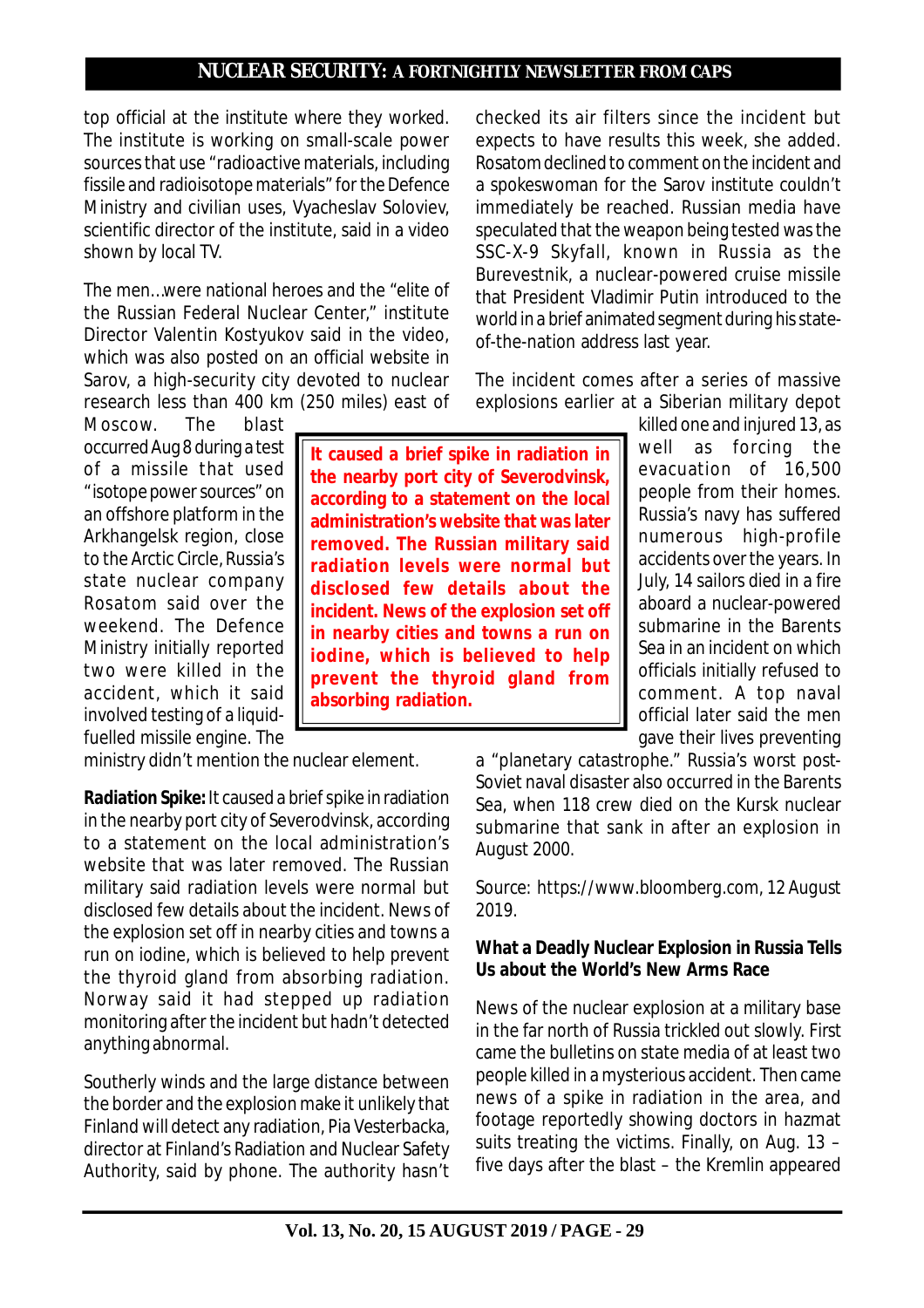top official at the institute where they worked. The institute is working on small-scale power sources that use "radioactive materials, including fissile and radioisotope materials" for the Defence Ministry and civilian uses, Vyacheslav Soloviev, scientific director of the institute, said in a video shown by local TV.

The men...were national heroes and the "elite of the Russian Federal Nuclear Center," institute Director Valentin Kostyukov said in the video, which was also posted on an official website in Sarov, a high-security city devoted to nuclear research less than 400 km (250 miles) east of Moscow. The blast occurred Aug 8 during a test of a missile that used "isotope power sources" on an offshore platform in the Arkhangelsk region, close to the Arctic Circle, Russia's state nuclear company Rosatom said over the weekend. The Defence Ministry initially reported two were killed in the accident, which it said involved testing of a liquid-fuelled missile engine. The ministry didn't mention the nuclear element.

> **It caused a brief spike in radiation in the nearby port city of Severodvinsk, according to a statement on the local administration's website that was later removed. The Russian military said radiation levels were normal but disclosed few details about the incident. News of the explosion set off in nearby cities and towns a run on iodine, which is believed to help prevent the thyroid gland from absorbing radiation.**

**Radiation Spike:** It caused a brief spike in radiation in the nearby port city of Severodvinsk, according to a statement on the local administration's website that was later removed. The Russian military said radiation levels were normal but disclosed few details about the incident. News of the explosion set off in nearby cities and towns a run on iodine, which is believed to help prevent the thyroid gland from absorbing radiation. Norway said it had stepped up radiation monitoring after the incident but hadn't detected anything abnormal.

Southerly winds and the large distance between the border and the explosion make it unlikely that Finland will detect any radiation, Pia Vesterbacka, director at Finland's Radiation and Nuclear Safety Authority, said by phone. The authority hasn't checked its air filters since the incident but expects to have results this week, she added. Rosatom declined to comment on the incident and a spokeswoman for the Sarov institute couldn't immediately be reached. Russian media have speculated that the weapon being tested was the SSC-X-9 Skyfall, known in Russia as the Burevestnik, a nuclear-powered cruise missile that President Vladimir Putin introduced to the world in a brief animated segment during his state-of-the-nation address last year.

The incident comes after a series of massive explosions earlier at a Siberian military depot killed one and injured 13, as well as forcing the evacuation of 16,500 people from their homes. Russia's navy has suffered numerous high-profile accidents over the years. In July, 14 sailors died in a fire aboard a nuclear-powered submarine in the Barents Sea in an incident on which officials initially refused to comment. A top naval official later said the men gave their lives preventing a "planetary catastrophe." Russia's worst post-Soviet naval disaster also occurred in the Barents Sea, when 118 crew died on the Kursk nuclear submarine that sank in after an explosion in August 2000.

Source: https://www.bloomberg.com, 12 August 2019.

**What a Deadly Nuclear Explosion in Russia Tells Us about the World's New Arms Race**

News of the nuclear explosion at a military base in the far north of Russia trickled out slowly. First came the bulletins on state media of at least two people killed in a mysterious accident. Then came news of a spike in radiation in the area, and footage reportedly showing doctors in hazmat suits treating the victims. Finally, on Aug. 13 – five days after the blast – the Kremlin appeared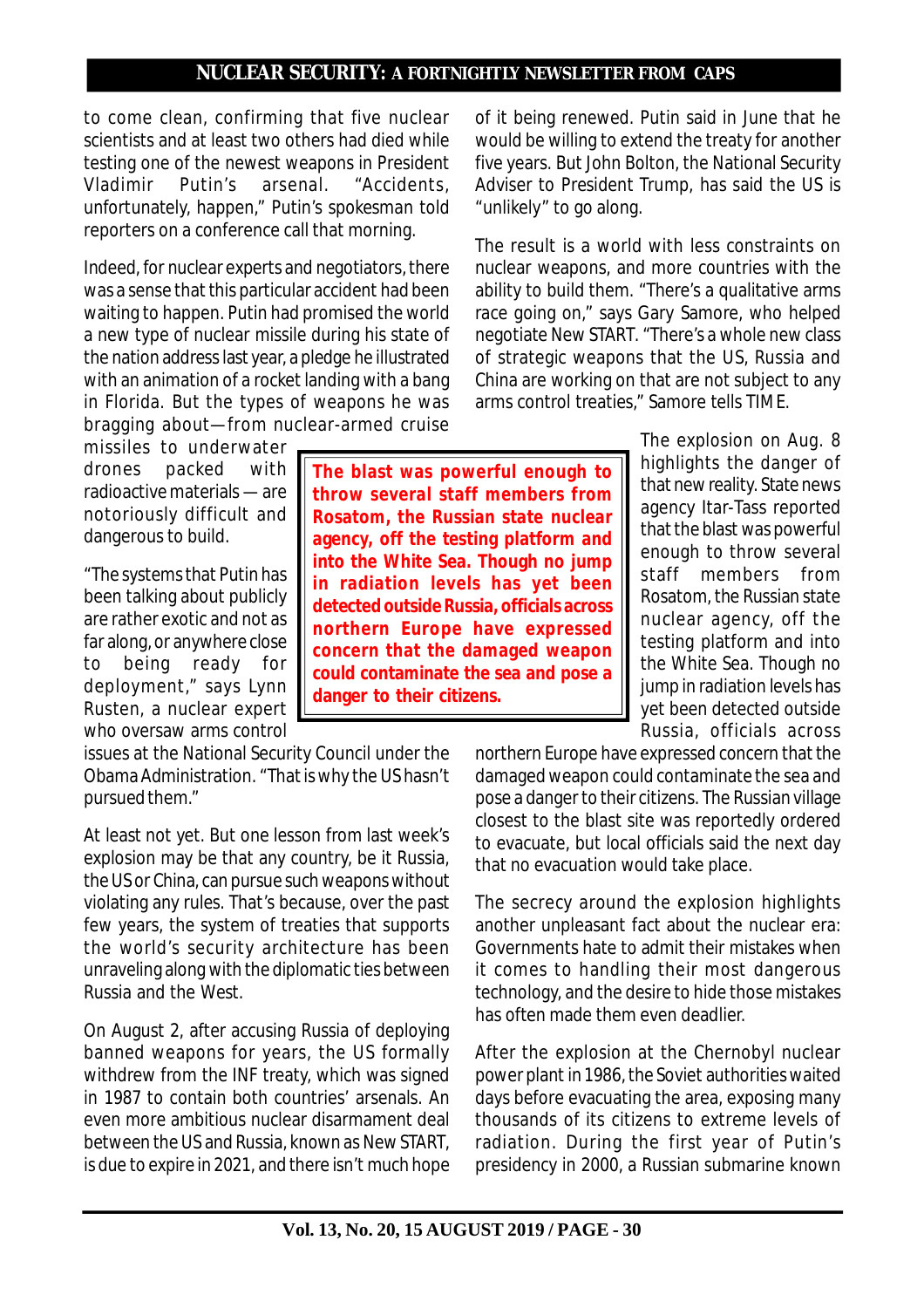to come clean, confirming that five nuclear scientists and at least two others had died while testing one of the newest weapons in President Vladimir Putin's arsenal. "Accidents, unfortunately, happen," Putin's spokesman told reporters on a conference call that morning.

Indeed, for nuclear experts and negotiators, there was a sense that this particular accident had been waiting to happen. Putin had promised the world a new type of nuclear missile during his state of the nation address last year, a pledge he illustrated with an animation of a rocket landing with a bang in Florida. But the types of weapons he was bragging about—from nuclear-armed cruise missiles to underwater drones packed with radioactive materials — are notoriously difficult and dangerous to build.

"The systems that Putin has been talking about publicly are rather exotic and not as far along, or anywhere close to being ready for deployment," says Lynn Rusten, a nuclear expert who oversaw arms control issues at the National Security Council under the Obama Administration. "That is why the US hasn't pursued them."

At least not yet. But one lesson from last week's explosion may be that any country, be it Russia, the US or China, can pursue such weapons without violating any rules. That's because, over the past few years, the system of treaties that supports the world's security architecture has been unraveling along with the diplomatic ties between Russia and the West.

On August 2, after accusing Russia of deploying banned weapons for years, the US formally withdrew from the INF treaty, which was signed in 1987 to contain both countries' arsenals. An even more ambitious nuclear disarmament deal between the US and Russia, known as New START, is due to expire in 2021, and there isn't much hope of it being renewed. Putin said in June that he would be willing to extend the treaty for another five years. But John Bolton, the National Security Adviser to President Trump, has said the US is "unlikely" to go along.

The result is a world with less constraints on nuclear weapons, and more countries with the ability to build them. "There's a qualitative arms race going on," says Gary Samore, who helped negotiate New START. "There's a whole new class of strategic weapons that the US, Russia and China are working on that are not subject to any arms control treaties," Samore tells TIME.

**The blast was powerful enough to throw several staff members from Rosatom, the Russian state nuclear agency, off the testing platform and into the White Sea. Though no jump in radiation levels has yet been detected outside Russia, officials across northern Europe have expressed concern that the damaged weapon could contaminate the sea and pose a danger to their citizens.**

The explosion on Aug. 8 highlights the danger of that new reality. State news agency Itar-Tass reported that the blast was powerful enough to throw several staff members from Rosatom, the Russian state nuclear agency, off the testing platform and into the White Sea. Though no jump in radiation levels has yet been detected outside Russia, officials across northern Europe have expressed concern that the damaged weapon could contaminate the sea and pose a danger to their citizens. The Russian village closest to the blast site was reportedly ordered to evacuate, but local officials said the next day that no evacuation would take place.

The secrecy around the explosion highlights another unpleasant fact about the nuclear era: Governments hate to admit their mistakes when it comes to handling their most dangerous technology, and the desire to hide those mistakes has often made them even deadlier.

After the explosion at the Chernobyl nuclear power plant in 1986, the Soviet authorities waited days before evacuating the area, exposing many thousands of its citizens to extreme levels of radiation. During the first year of Putin's presidency in 2000, a Russian submarine known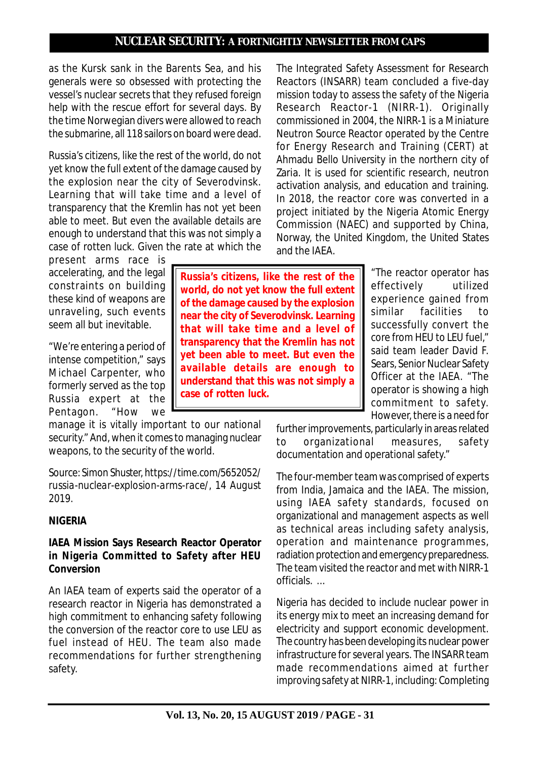as the Kursk sank in the Barents Sea, and his generals were so obsessed with protecting the vessel's nuclear secrets that they refused foreign help with the rescue effort for several days. By the time Norwegian divers were allowed to reach the submarine, all 118 sailors on board were dead.

Russia's citizens, like the rest of the world, do not yet know the full extent of the damage caused by the explosion near the city of Severodvinsk. Learning that will take time and a level of transparency that the Kremlin has not yet been able to meet. But even the available details are enough to understand that this was not simply a case of rotten luck. Given the rate at which the present arms race is accelerating, and the legal constraints on building these kind of weapons are unraveling, such events seem all but inevitable.

> **Russia's citizens, like the rest of the world, do not yet know the full extent of the damage caused by the explosion near the city of Severodvinsk. Learning that will take time and a level of transparency that the Kremlin has not yet been able to meet. But even the available details are enough to understand that this was not simply a case of rotten luck.**

"We're entering a period of intense competition," says Michael Carpenter, who formerly served as the top Russia expert at the Pentagon. "How we manage it is vitally important to our national security." And, when it comes to managing nuclear weapons, to the security of the world.

Source: Simon Shuster, https://time.com/5652052/russia-nuclear-explosion-arms-race/, 14 August 2019.

**NIGERIA**

**IAEA Mission Says Research Reactor Operator in Nigeria Committed to Safety after HEU Conversion**

An IAEA team of experts said the operator of a research reactor in Nigeria has demonstrated a high commitment to enhancing safety following the conversion of the reactor core to use LEU as fuel instead of HEU. The team also made recommendations for further strengthening safety.

The Integrated Safety Assessment for Research Reactors (INSARR) team concluded a five-day mission today to assess the safety of the Nigeria Research Reactor-1 (NIRR-1). Originally commissioned in 2004, the NIRR-1 is a Miniature Neutron Source Reactor operated by the Centre for Energy Research and Training (CERT) at Ahmadu Bello University in the northern city of Zaria. It is used for scientific research, neutron activation analysis, and education and training. In 2018, the reactor core was converted in a project initiated by the Nigeria Atomic Energy Commission (NAEC) and supported by China, Norway, the United Kingdom, the United States and the IAEA.

"The reactor operator has effectively utilized experience gained from similar facilities to successfully convert the core from HEU to LEU fuel," said team leader David F. Sears, Senior Nuclear Safety Officer at the IAEA. "The operator is showing a high commitment to safety. However, there is a need for further improvements, particularly in areas related to organizational measures, safety documentation and operational safety."

The four-member team was comprised of experts from India, Jamaica and the IAEA. The mission, using IAEA safety standards, focused on organizational and management aspects as well as technical areas including safety analysis, operation and maintenance programmes, radiation protection and emergency preparedness. The team visited the reactor and met with NIRR-1 officials. ...

Nigeria has decided to include nuclear power in its energy mix to meet an increasing demand for electricity and support economic development. The country has been developing its nuclear power infrastructure for several years. The INSARR team made recommendations aimed at further improving safety at NIRR-1, including: Completing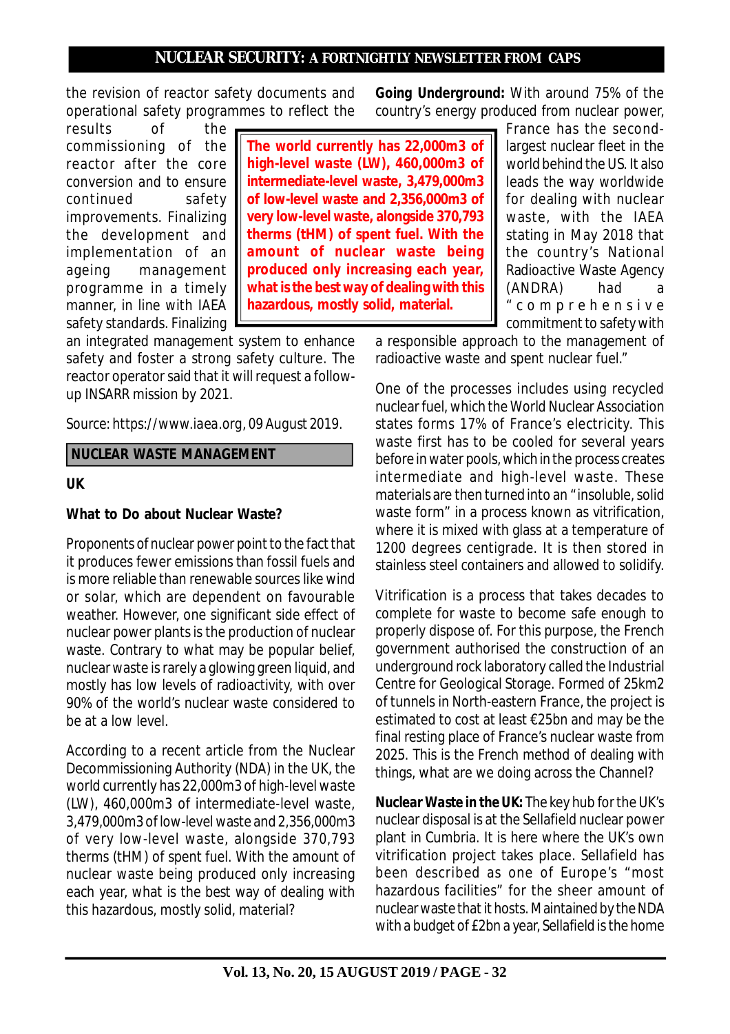the revision of reactor safety documents and operational safety programmes to reflect the results of the commissioning of the reactor after the core conversion and to ensure continued safety improvements. Finalizing the development and implementation of an ageing management programme in a timely manner, in line with IAEA safety standards. Finalizing an integrated management system to enhance safety and foster a strong safety culture. The reactor operator said that it will request a follow-up INSARR mission by 2021.

Source: https://www.iaea.org, 09 August 2019.

## NUCLEAR WASTE MANAGEMENT

**UK**

**What to Do about Nuclear Waste?**

Proponents of nuclear power point to the fact that it produces fewer emissions than fossil fuels and is more reliable than renewable sources like wind or solar, which are dependent on favourable weather. However, one significant side effect of nuclear power plants is the production of nuclear waste. Contrary to what may be popular belief, nuclear waste is rarely a glowing green liquid, and mostly has low levels of radioactivity, with over 90% of the world's nuclear waste considered to be at a low level.

According to a recent article from the Nuclear Decommissioning Authority (NDA) in the UK, the world currently has 22,000m3 of high-level waste (LW), 460,000m3 of intermediate-level waste, 3,479,000m3 of low-level waste and 2,356,000m3 of very low-level waste, alongside 370,793 therms (tHM) of spent fuel. With the amount of nuclear waste being produced only increasing each year, what is the best way of dealing with this hazardous, mostly solid, material?

**The world currently has 22,000m3 of high-level waste (LW), 460,000m3 of intermediate-level waste, 3,479,000m3 of low-level waste and 2,356,000m3 of very low-level waste, alongside 370,793 therms (tHM) of spent fuel. With the amount of nuclear waste being produced only increasing each year, what is the best way of dealing with this hazardous, mostly solid, material.**

**Going Underground:** With around 75% of the country's energy produced from nuclear power, France has the second-largest nuclear fleet in the world behind the US. It also leads the way worldwide for dealing with nuclear waste, with the IAEA stating in May 2018 that the country's National Radioactive Waste Agency (ANDRA) had a "comprehensive commitment to safety with a responsible approach to the management of radioactive waste and spent nuclear fuel."

One of the processes includes using recycled nuclear fuel, which the World Nuclear Association states forms 17% of France's electricity. This waste first has to be cooled for several years before in water pools, which in the process creates intermediate and high-level waste. These materials are then turned into an "insoluble, solid waste form" in a process known as vitrification, where it is mixed with glass at a temperature of 1200 degrees centigrade. It is then stored in stainless steel containers and allowed to solidify.

Vitrification is a process that takes decades to complete for waste to become safe enough to properly dispose of. For this purpose, the French government authorised the construction of an underground rock laboratory called the Industrial Centre for Geological Storage. Formed of 25km2 of tunnels in North-eastern France, the project is estimated to cost at least €25bn and may be the final resting place of France's nuclear waste from 2025. This is the French method of dealing with things, what are we doing across the Channel?

**Nuclear Waste in the UK:** The key hub for the UK's nuclear disposal is at the Sellafield nuclear power plant in Cumbria. It is here where the UK's own vitrification project takes place. Sellafield has been described as one of Europe's "most hazardous facilities" for the sheer amount of nuclear waste that it hosts. Maintained by the NDA with a budget of £2bn a year, Sellafield is the home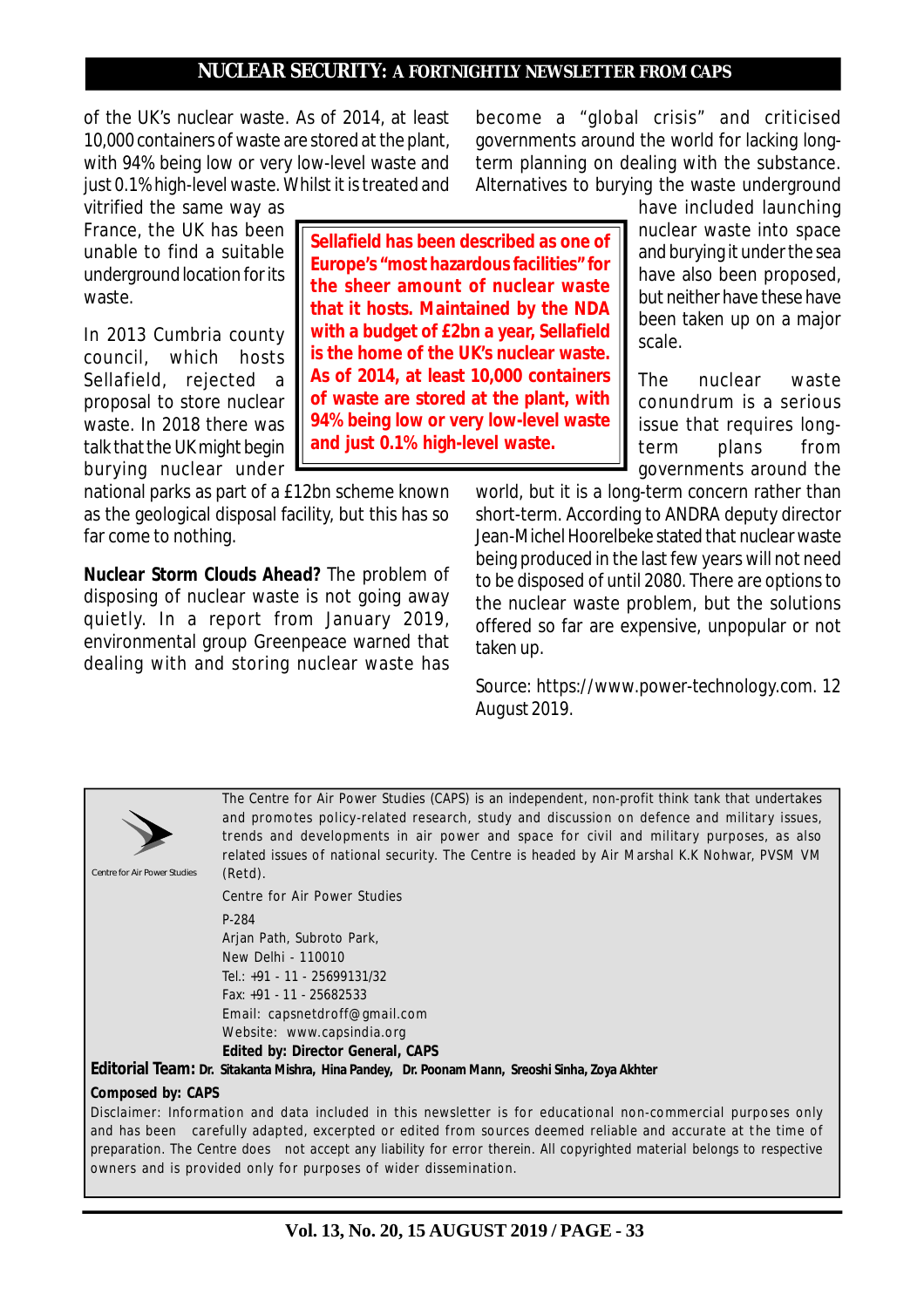of the UK's nuclear waste. As of 2014, at least 10,000 containers of waste are stored at the plant, with 94% being low or very low-level waste and just 0.1% high-level waste. Whilst it is treated and vitrified the same way as France, the UK has been unable to find a suitable underground location for its waste.

**Sellafield has been described as one of Europe's "most hazardous facilities" for the sheer amount of nuclear waste that it hosts. Maintained by the NDA with a budget of £2bn a year, Sellafield is the home of the UK's nuclear waste. As of 2014, at least 10,000 containers of waste are stored at the plant, with 94% being low or very low-level waste and just 0.1% high-level waste.**

In 2013 Cumbria county council, which hosts Sellafield, rejected a proposal to store nuclear waste. In 2018 there was talk that the UK might begin burying nuclear under national parks as part of a £12bn scheme known as the geological disposal facility, but this has so far come to nothing.

**Nuclear Storm Clouds Ahead?** The problem of disposing of nuclear waste is not going away quietly. In a report from January 2019, environmental group Greenpeace warned that dealing with and storing nuclear waste has become a "global crisis" and criticised governments around the world for lacking long-term planning on dealing with the substance. Alternatives to burying the waste underground have included launching nuclear waste into space and burying it under the sea have also been proposed, but neither have these have been taken up on a major scale.

The nuclear waste conundrum is a serious issue that requires long-term plans from governments around the world, but it is a long-term concern rather than short-term. According to ANDRA deputy director Jean-Michel Hoorelbeke stated that nuclear waste being produced in the last few years will not need to be disposed of until 2080. There are options to the nuclear waste problem, but the solutions offered so far are expensive, unpopular or not taken up.

Source: https://www.power-technology.com. 12 August 2019.

---

Centre for Air Power Studies

The Centre for Air Power Studies (CAPS) is an independent, non-profit think tank that undertakes and promotes policy-related research, study and discussion on defence and military issues, trends and developments in air power and space for civil and military purposes, as also related issues of national security. The Centre is headed by Air Marshal K.K Nohwar, PVSM VM (Retd).

Centre for Air Power Studies

P-284
Arjan Path, Subroto Park,
New Delhi - 110010
Tel.: +91 - 11 - 25699131/32
Fax: +91 - 11 - 25682533
Email: capsnetdroff@gmail.com
Website: www.capsindia.org

**Edited by: Director General, CAPS**

**Editorial Team: Dr. Sitakanta Mishra, Hina Pandey, Dr. Poonam Mann, Sreoshi Sinha, Zoya Akhter**

**Composed by: CAPS**

Disclaimer: Information and data included in this newsletter is for educational non-commercial purposes only and has been carefully adapted, excerpted or edited from sources deemed reliable and accurate at the time of preparation. The Centre does not accept any liability for error therein. All copyrighted material belongs to respective owners and is provided only for purposes of wider dissemination.